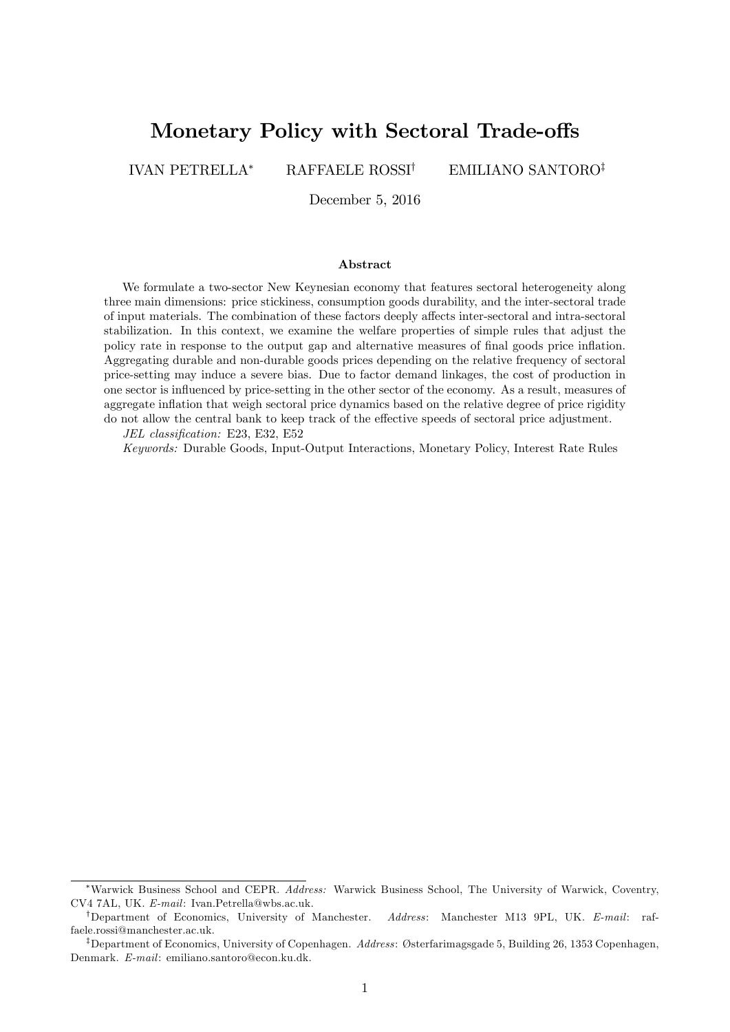# Monetary Policy with Sectoral Trade-offs

IVAN PETRELLA[*] RAFFAELE ROSSI[†] EMILIANO SANTORO[‡]

December 5, 2016

### Abstract

We formulate a two-sector New Keynesian economy that features sectoral heterogeneity along three main dimensions: price stickiness, consumption goods durability, and the inter-sectoral trade of input materials. The combination of these factors deeply affects inter-sectoral and intra-sectoral stabilization. In this context, we examine the welfare properties of simple rules that adjust the policy rate in response to the output gap and alternative measures of final goods price inflation. Aggregating durable and non-durable goods prices depending on the relative frequency of sectoral price-setting may induce a severe bias. Due to factor demand linkages, the cost of production in one sector is influenced by price-setting in the other sector of the economy. As a result, measures of aggregate inflation that weigh sectoral price dynamics based on the relative degree of price rigidity do not allow the central bank to keep track of the effective speeds of sectoral price adjustment.

*JEL classification:* E23, E32, E52

*Keywords:* Durable Goods, Input-Output Interactions, Monetary Policy, Interest Rate Rules

---

[*] Warwick Business School and CEPR. *Address:* Warwick Business School, The University of Warwick, Coventry, CV4 7AL, UK. *E-mail*: Ivan.Petrella@wbs.ac.uk.

[†] Department of Economics, University of Manchester. *Address*: Manchester M13 9PL, UK. *E-mail*: raffaele.rossi@manchester.ac.uk.

[‡] Department of Economics, University of Copenhagen. *Address*: Østerfarimagsgade 5, Building 26, 1353 Copenhagen, Denmark. *E-mail*: emiliano.santoro@econ.ku.dk.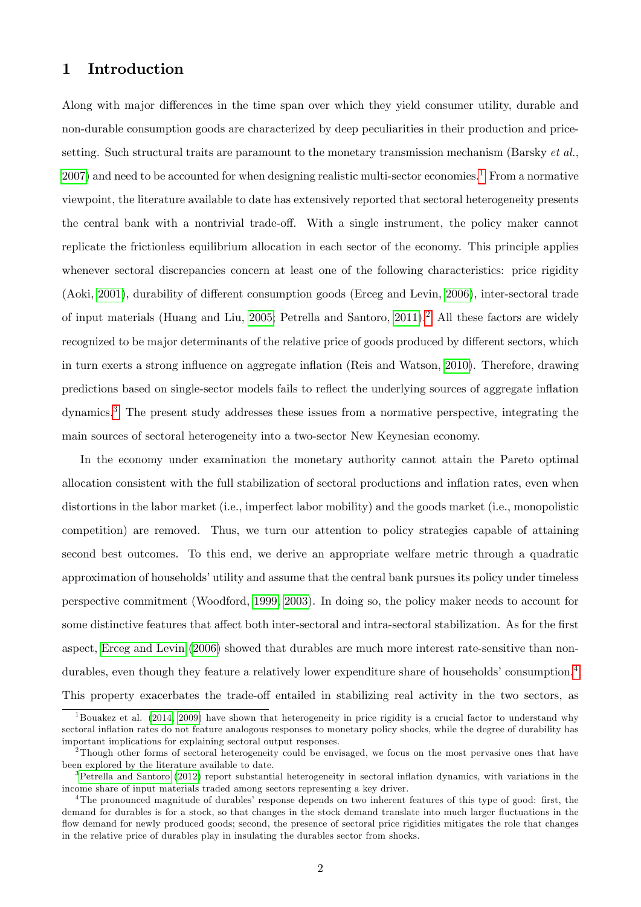# 1 Introduction

Along with major differences in the time span over which they yield consumer utility, durable and non-durable consumption goods are characterized by deep peculiarities in their production and price-setting. Such structural traits are paramount to the monetary transmission mechanism (Barsky *et al.*, 2007) and need to be accounted for when designing realistic multi-sector economies.[1] From a normative viewpoint, the literature available to date has extensively reported that sectoral heterogeneity presents the central bank with a nontrivial trade-off. With a single instrument, the policy maker cannot replicate the frictionless equilibrium allocation in each sector of the economy. This principle applies whenever sectoral discrepancies concern at least one of the following characteristics: price rigidity (Aoki, 2001), durability of different consumption goods (Erceg and Levin, 2006), inter-sectoral trade of input materials (Huang and Liu, 2005; Petrella and Santoro, 2011).[2] All these factors are widely recognized to be major determinants of the relative price of goods produced by different sectors, which in turn exerts a strong influence on aggregate inflation (Reis and Watson, 2010). Therefore, drawing predictions based on single-sector models fails to reflect the underlying sources of aggregate inflation dynamics.[3] The present study addresses these issues from a normative perspective, integrating the main sources of sectoral heterogeneity into a two-sector New Keynesian economy.

In the economy under examination the monetary authority cannot attain the Pareto optimal allocation consistent with the full stabilization of sectoral productions and inflation rates, even when distortions in the labor market (i.e., imperfect labor mobility) and the goods market (i.e., monopolistic competition) are removed. Thus, we turn our attention to policy strategies capable of attaining second best outcomes. To this end, we derive an appropriate welfare metric through a quadratic approximation of households' utility and assume that the central bank pursues its policy under timeless perspective commitment (Woodford, 1999, 2003). In doing so, the policy maker needs to account for some distinctive features that affect both inter-sectoral and intra-sectoral stabilization. As for the first aspect, Erceg and Levin (2006) showed that durables are much more interest rate-sensitive than non-durables, even though they feature a relatively lower expenditure share of households' consumption.[4] This property exacerbates the trade-off entailed in stabilizing real activity in the two sectors, as

[1] Bouakez et al. (2014, 2009) have shown that heterogeneity in price rigidity is a crucial factor to understand why sectoral inflation rates do not feature analogous responses to monetary policy shocks, while the degree of durability has important implications for explaining sectoral output responses.

[2] Though other forms of sectoral heterogeneity could be envisaged, we focus on the most pervasive ones that have been explored by the literature available to date.

[3] Petrella and Santoro (2012) report substantial heterogeneity in sectoral inflation dynamics, with variations in the income share of input materials traded among sectors representing a key driver.

[4] The pronounced magnitude of durables' response depends on two inherent features of this type of good: first, the demand for durables is for a stock, so that changes in the stock demand translate into much larger fluctuations in the flow demand for newly produced goods; second, the presence of sectoral price rigidities mitigates the role that changes in the relative price of durables play in insulating the durables sector from shocks.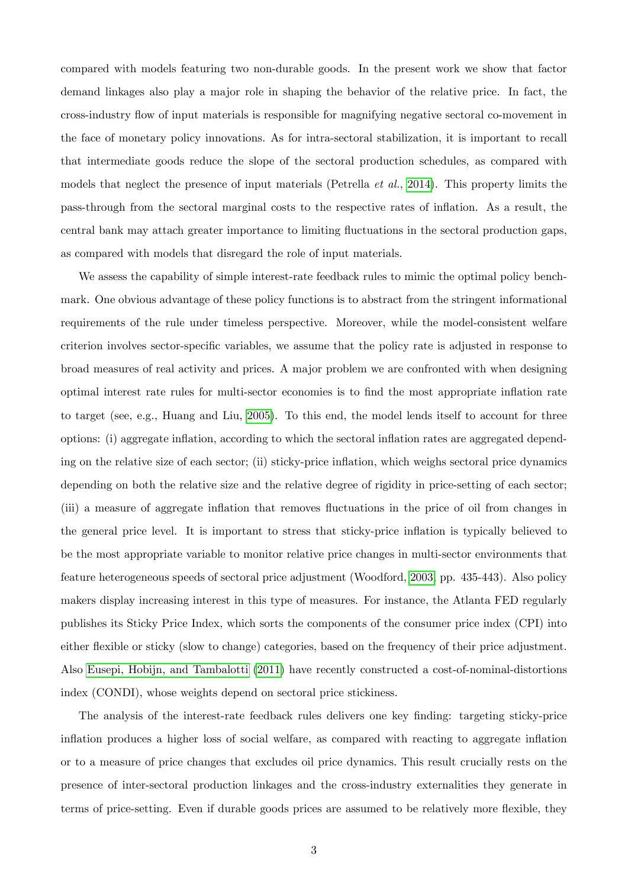compared with models featuring two non-durable goods. In the present work we show that factor demand linkages also play a major role in shaping the behavior of the relative price. In fact, the cross-industry flow of input materials is responsible for magnifying negative sectoral co-movement in the face of monetary policy innovations. As for intra-sectoral stabilization, it is important to recall that intermediate goods reduce the slope of the sectoral production schedules, as compared with models that neglect the presence of input materials (Petrella *et al.*, 2014). This property limits the pass-through from the sectoral marginal costs to the respective rates of inflation. As a result, the central bank may attach greater importance to limiting fluctuations in the sectoral production gaps, as compared with models that disregard the role of input materials.

We assess the capability of simple interest-rate feedback rules to mimic the optimal policy benchmark. One obvious advantage of these policy functions is to abstract from the stringent informational requirements of the rule under timeless perspective. Moreover, while the model-consistent welfare criterion involves sector-specific variables, we assume that the policy rate is adjusted in response to broad measures of real activity and prices. A major problem we are confronted with when designing optimal interest rate rules for multi-sector economies is to find the most appropriate inflation rate to target (see, e.g., Huang and Liu, 2005). To this end, the model lends itself to account for three options: (i) aggregate inflation, according to which the sectoral inflation rates are aggregated depending on the relative size of each sector; (ii) sticky-price inflation, which weighs sectoral price dynamics depending on both the relative size and the relative degree of rigidity in price-setting of each sector; (iii) a measure of aggregate inflation that removes fluctuations in the price of oil from changes in the general price level. It is important to stress that sticky-price inflation is typically believed to be the most appropriate variable to monitor relative price changes in multi-sector environments that feature heterogeneous speeds of sectoral price adjustment (Woodford, 2003, pp. 435-443). Also policy makers display increasing interest in this type of measures. For instance, the Atlanta FED regularly publishes its Sticky Price Index, which sorts the components of the consumer price index (CPI) into either flexible or sticky (slow to change) categories, based on the frequency of their price adjustment. Also Eusepi, Hobijn, and Tambalotti (2011) have recently constructed a cost-of-nominal-distortions index (CONDI), whose weights depend on sectoral price stickiness.

The analysis of the interest-rate feedback rules delivers one key finding: targeting sticky-price inflation produces a higher loss of social welfare, as compared with reacting to aggregate inflation or to a measure of price changes that excludes oil price dynamics. This result crucially rests on the presence of inter-sectoral production linkages and the cross-industry externalities they generate in terms of price-setting. Even if durable goods prices are assumed to be relatively more flexible, they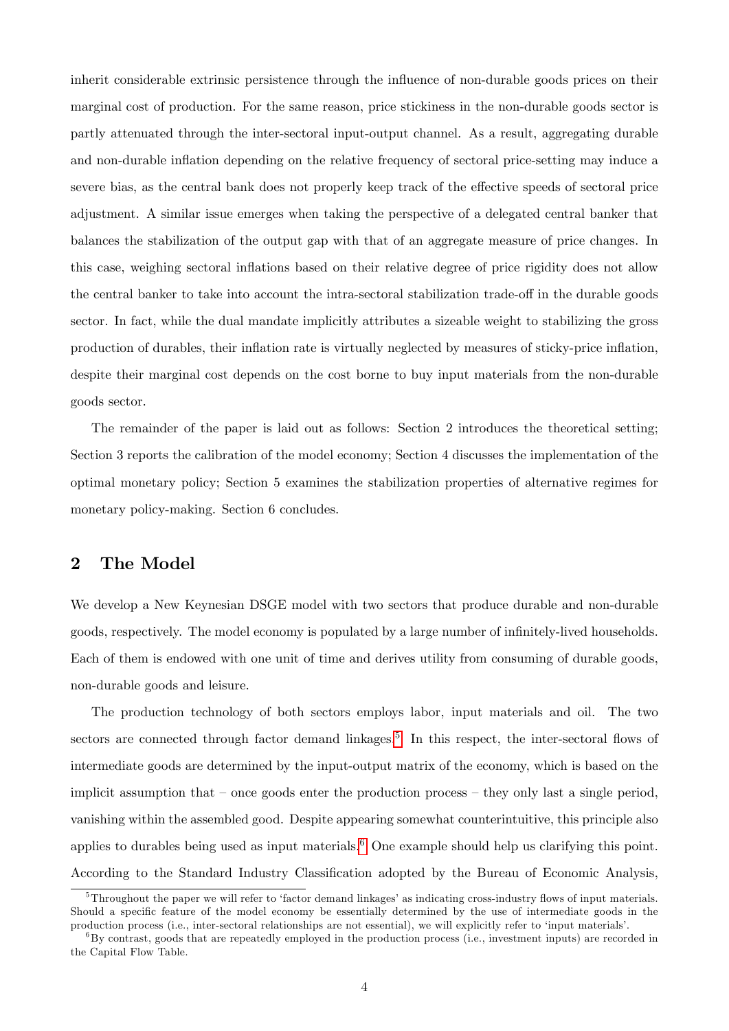inherit considerable extrinsic persistence through the influence of non-durable goods prices on their marginal cost of production. For the same reason, price stickiness in the non-durable goods sector is partly attenuated through the inter-sectoral input-output channel. As a result, aggregating durable and non-durable inflation depending on the relative frequency of sectoral price-setting may induce a severe bias, as the central bank does not properly keep track of the effective speeds of sectoral price adjustment. A similar issue emerges when taking the perspective of a delegated central banker that balances the stabilization of the output gap with that of an aggregate measure of price changes. In this case, weighing sectoral inflations based on their relative degree of price rigidity does not allow the central banker to take into account the intra-sectoral stabilization trade-off in the durable goods sector. In fact, while the dual mandate implicitly attributes a sizeable weight to stabilizing the gross production of durables, their inflation rate is virtually neglected by measures of sticky-price inflation, despite their marginal cost depends on the cost borne to buy input materials from the non-durable goods sector.

The remainder of the paper is laid out as follows: Section 2 introduces the theoretical setting; Section 3 reports the calibration of the model economy; Section 4 discusses the implementation of the optimal monetary policy; Section 5 examines the stabilization properties of alternative regimes for monetary policy-making. Section 6 concludes.

## 2 The Model

We develop a New Keynesian DSGE model with two sectors that produce durable and non-durable goods, respectively. The model economy is populated by a large number of infinitely-lived households. Each of them is endowed with one unit of time and derives utility from consuming of durable goods, non-durable goods and leisure.

The production technology of both sectors employs labor, input materials and oil. The two sectors are connected through factor demand linkages.[5] In this respect, the inter-sectoral flows of intermediate goods are determined by the input-output matrix of the economy, which is based on the implicit assumption that – once goods enter the production process – they only last a single period, vanishing within the assembled good. Despite appearing somewhat counterintuitive, this principle also applies to durables being used as input materials.[6] One example should help us clarifying this point. According to the Standard Industry Classification adopted by the Bureau of Economic Analysis,

[5] Throughout the paper we will refer to 'factor demand linkages' as indicating cross-industry flows of input materials. Should a specific feature of the model economy be essentially determined by the use of intermediate goods in the production process (i.e., inter-sectoral relationships are not essential), we will explicitly refer to 'input materials'.

[6] By contrast, goods that are repeatedly employed in the production process (i.e., investment inputs) are recorded in the Capital Flow Table.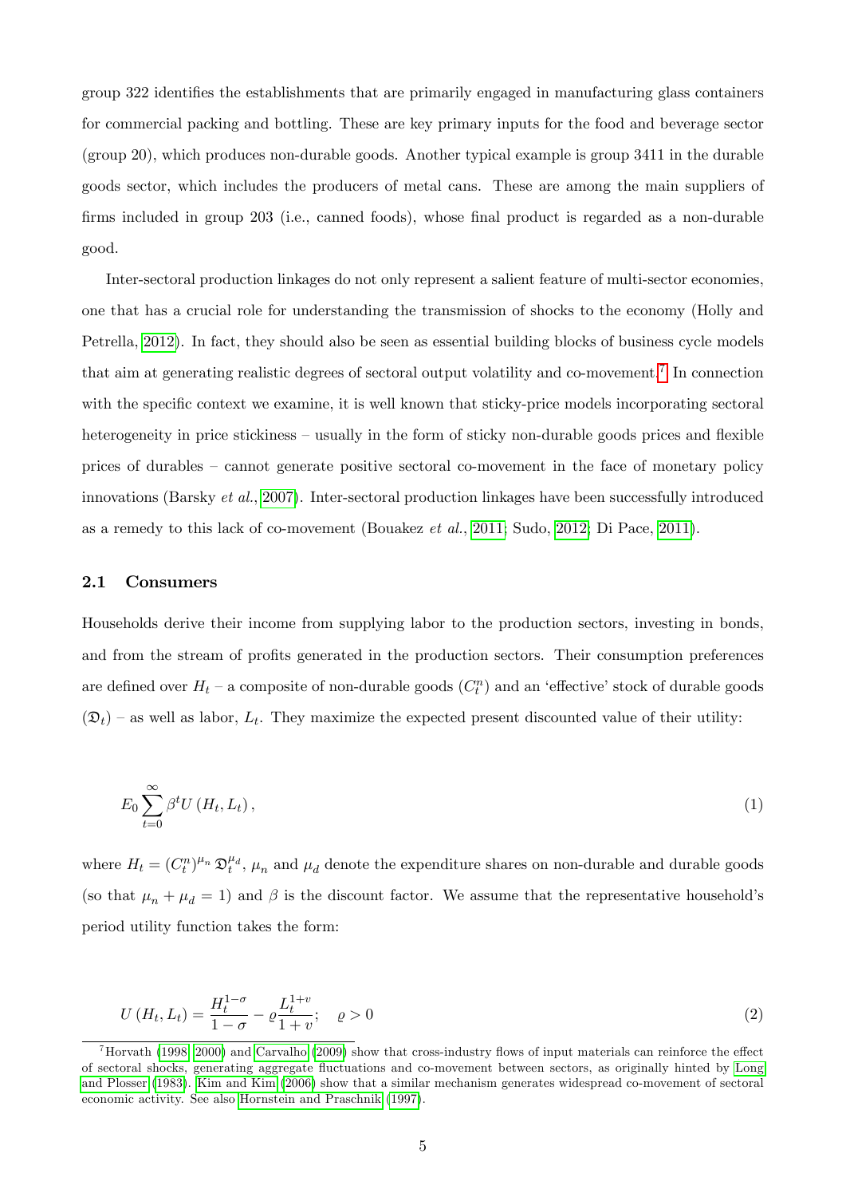group 322 identifies the establishments that are primarily engaged in manufacturing glass containers for commercial packing and bottling. These are key primary inputs for the food and beverage sector (group 20), which produces non-durable goods. Another typical example is group 3411 in the durable goods sector, which includes the producers of metal cans. These are among the main suppliers of firms included in group 203 (i.e., canned foods), whose final product is regarded as a non-durable good.

Inter-sectoral production linkages do not only represent a salient feature of multi-sector economies, one that has a crucial role for understanding the transmission of shocks to the economy (Holly and Petrella, 2012). In fact, they should also be seen as essential building blocks of business cycle models that aim at generating realistic degrees of sectoral output volatility and co-movement.[7] In connection with the specific context we examine, it is well known that sticky-price models incorporating sectoral heterogeneity in price stickiness – usually in the form of sticky non-durable goods prices and flexible prices of durables – cannot generate positive sectoral co-movement in the face of monetary policy innovations (Barsky *et al.*, 2007). Inter-sectoral production linkages have been successfully introduced as a remedy to this lack of co-movement (Bouakez *et al.*, 2011; Sudo, 2012; Di Pace, 2011).

### 2.1 Consumers

Households derive their income from supplying labor to the production sectors, investing in bonds, and from the stream of profits generated in the production sectors. Their consumption preferences are defined over $H_t$ – a composite of non-durable goods ($C_t^n$) and an 'effective' stock of durable goods ($\mathfrak{D}_t$) – as well as labor, $L_t$. They maximize the expected present discounted value of their utility:

$$E_0 \sum_{t=0}^{\infty} \beta^t U(H_t, L_t), \tag{1}$$

where $H_t = (C_t^n)^{\mu_n} \mathfrak{D}_t^{\mu_d}$, $\mu_n$ and $\mu_d$ denote the expenditure shares on non-durable and durable goods (so that $\mu_n + \mu_d = 1$) and $\beta$ is the discount factor. We assume that the representative household's period utility function takes the form:

$$U(H_t, L_t) = \frac{H_t^{1-\sigma}}{1-\sigma} - \varrho \frac{L_t^{1+v}}{1+v}; \quad \varrho > 0 \tag{2}$$

[7] Horvath (1998, 2000) and Carvalho (2009) show that cross-industry flows of input materials can reinforce the effect of sectoral shocks, generating aggregate fluctuations and co-movement between sectors, as originally hinted by Long and Plosser (1983). Kim and Kim (2006) show that a similar mechanism generates widespread co-movement of sectoral economic activity. See also Hornstein and Praschnik (1997).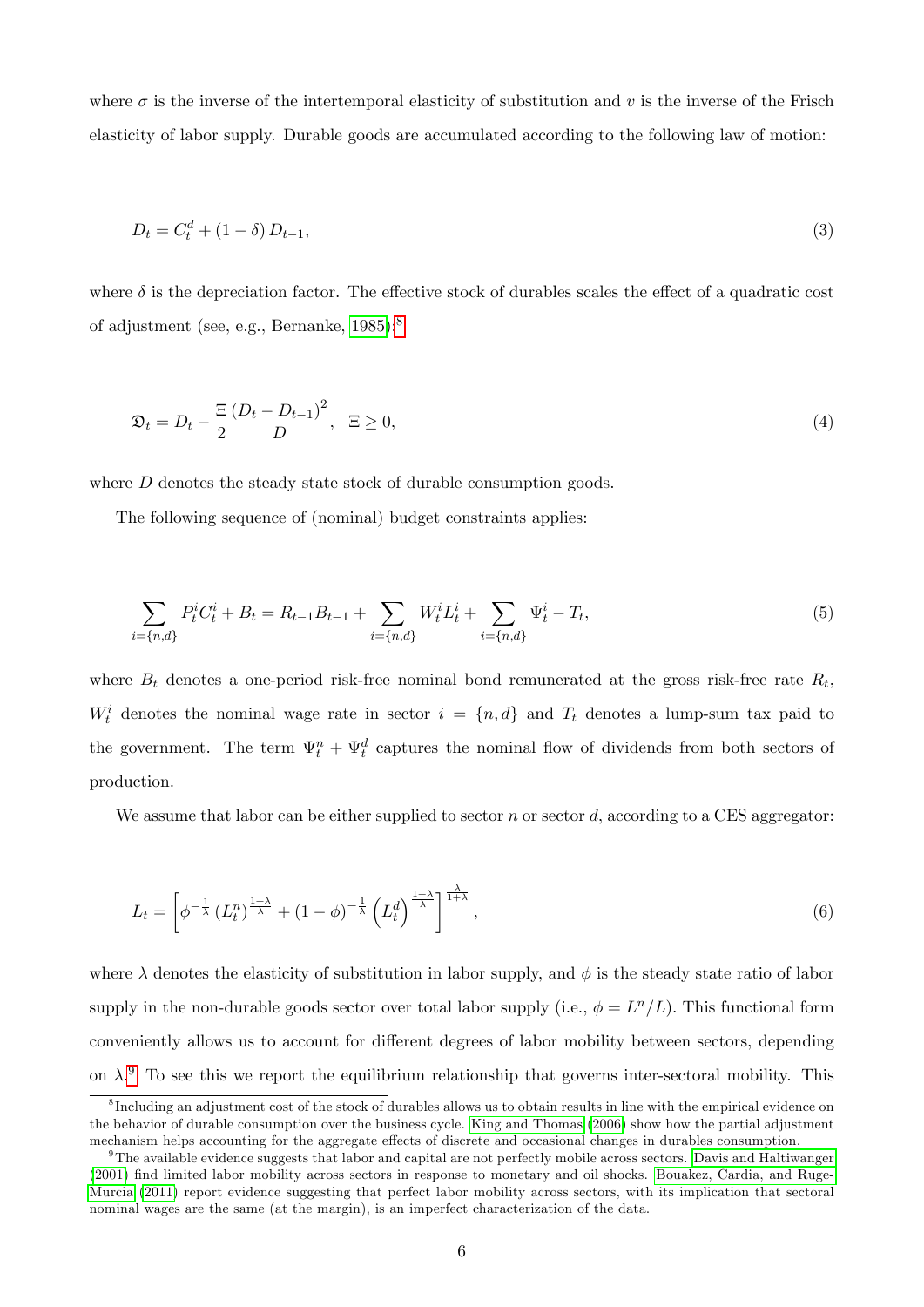where $\sigma$ is the inverse of the intertemporal elasticity of substitution and $v$ is the inverse of the Frisch elasticity of labor supply. Durable goods are accumulated according to the following law of motion:

$$
D_t = C_t^d + (1-\delta) D_{t-1}, \tag{3}
$$

where $\delta$ is the depreciation factor. The effective stock of durables scales the effect of a quadratic cost of adjustment (see, e.g., Bernanke, 1985):[8]

$$
\mathfrak{D}_t = D_t - \frac{\Xi}{2} \frac{(D_t - D_{t-1})^2}{D}, \quad \Xi \geq 0, \tag{4}
$$

where $D$ denotes the steady state stock of durable consumption goods.

The following sequence of (nominal) budget constraints applies:

$$
\sum_{i=\{n,d\}} P_t^i C_t^i + B_t = R_{t-1} B_{t-1} + \sum_{i=\{n,d\}} W_t^i L_t^i + \sum_{i=\{n,d\}} \Psi_t^i - T_t, \tag{5}
$$

where $B_t$ denotes a one-period risk-free nominal bond remunerated at the gross risk-free rate $R_t$, $W_t^i$ denotes the nominal wage rate in sector $i = \{n, d\}$ and $T_t$ denotes a lump-sum tax paid to the government. The term $\Psi_t^n + \Psi_t^d$ captures the nominal flow of dividends from both sectors of production.

We assume that labor can be either supplied to sector $n$ or sector $d$, according to a CES aggregator:

$$
L_t = \left[ \phi^{-\frac{1}{\lambda}} \left(L_t^n\right)^{\frac{1+\lambda}{\lambda}} + (1-\phi)^{-\frac{1}{\lambda}} \left(L_t^d\right)^{\frac{1+\lambda}{\lambda}} \right]^{\frac{\lambda}{1+\lambda}}, \tag{6}
$$

where $\lambda$ denotes the elasticity of substitution in labor supply, and $\phi$ is the steady state ratio of labor supply in the non-durable goods sector over total labor supply (i.e., $\phi = L^n/L$). This functional form conveniently allows us to account for different degrees of labor mobility between sectors, depending on $\lambda$.[9] To see this we report the equilibrium relationship that governs inter-sectoral mobility. This

[8] Including an adjustment cost of the stock of durables allows us to obtain results in line with the empirical evidence on the behavior of durable consumption over the business cycle. King and Thomas (2006) show how the partial adjustment mechanism helps accounting for the aggregate effects of discrete and occasional changes in durables consumption.

[9] The available evidence suggests that labor and capital are not perfectly mobile across sectors. Davis and Haltiwanger (2001) find limited labor mobility across sectors in response to monetary and oil shocks. Bouakez, Cardia, and Ruge-Murcia (2011) report evidence suggesting that perfect labor mobility across sectors, with its implication that sectoral nominal wages are the same (at the margin), is an imperfect characterization of the data.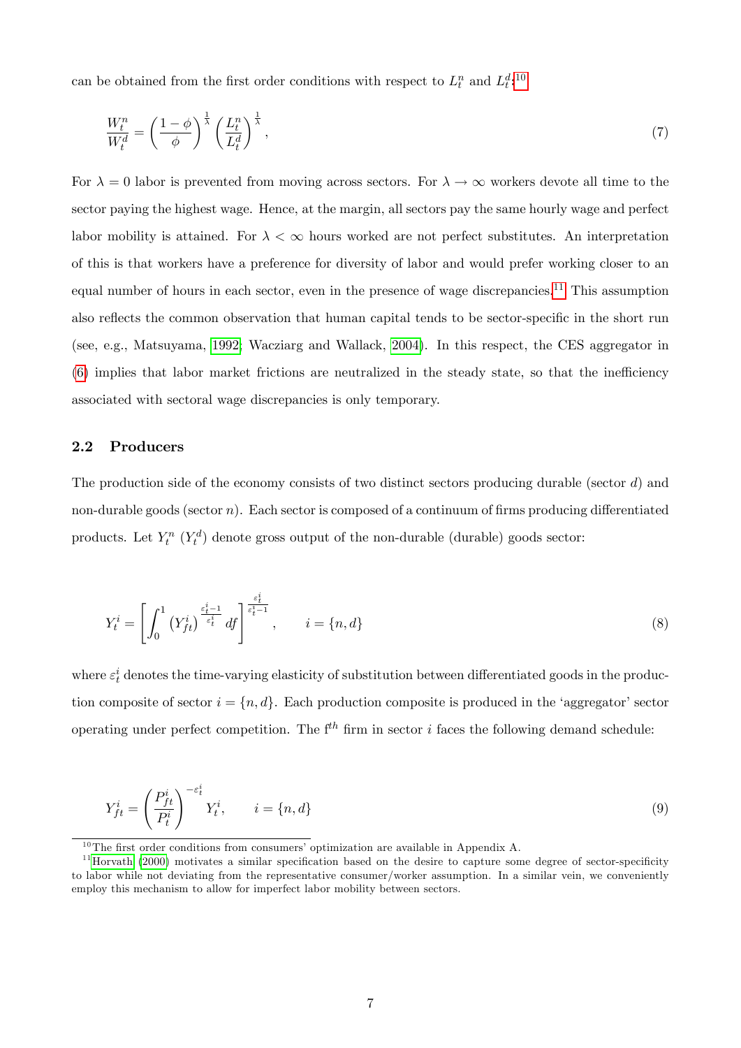can be obtained from the first order conditions with respect to $L_t^n$ and $L_t^d$:[10]

$$\frac{W_t^n}{W_t^d} = \left(\frac{1-\phi}{\phi}\right)^{\frac{1}{\lambda}} \left(\frac{L_t^n}{L_t^d}\right)^{\frac{1}{\lambda}}, \tag{7}$$

For $\lambda = 0$ labor is prevented from moving across sectors. For $\lambda \to \infty$ workers devote all time to the sector paying the highest wage. Hence, at the margin, all sectors pay the same hourly wage and perfect labor mobility is attained. For $\lambda < \infty$ hours worked are not perfect substitutes. An interpretation of this is that workers have a preference for diversity of labor and would prefer working closer to an equal number of hours in each sector, even in the presence of wage discrepancies.[11] This assumption also reflects the common observation that human capital tends to be sector-specific in the short run (see, e.g., Matsuyama, 1992; Wacziarg and Wallack, 2004). In this respect, the CES aggregator in (6) implies that labor market frictions are neutralized in the steady state, so that the inefficiency associated with sectoral wage discrepancies is only temporary.

## 2.2 Producers

The production side of the economy consists of two distinct sectors producing durable (sector $d$) and non-durable goods (sector $n$). Each sector is composed of a continuum of firms producing differentiated products. Let $Y_t^n$ ($Y_t^d$) denote gross output of the non-durable (durable) goods sector:

$$Y_t^i = \left[\int_0^1 \left(Y_{ft}^i\right)^{\frac{\varepsilon_t^i - 1}{\varepsilon_t^i}} df\right]^{\frac{\varepsilon_t^i}{\varepsilon_t^i - 1}}, \qquad i = \{n, d\} \tag{8}$$

where $\varepsilon_t^i$ denotes the time-varying elasticity of substitution between differentiated goods in the production composite of sector $i = \{n, d\}$. Each production composite is produced in the 'aggregator' sector operating under perfect competition. The f$^{th}$ firm in sector $i$ faces the following demand schedule:

$$Y_{ft}^i = \left(\frac{P_{ft}^i}{P_t^i}\right)^{-\varepsilon_t^i} Y_t^i, \qquad i = \{n, d\} \tag{9}$$

[10] The first order conditions from consumers' optimization are available in Appendix A.

[11] Horvath (2000) motivates a similar specification based on the desire to capture some degree of sector-specificity to labor while not deviating from the representative consumer/worker assumption. In a similar vein, we conveniently employ this mechanism to allow for imperfect labor mobility between sectors.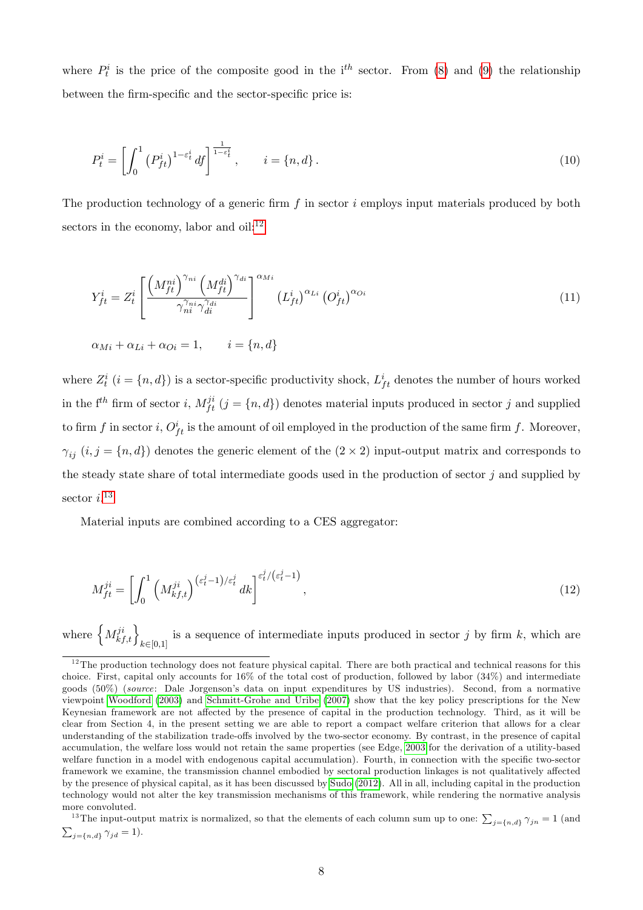where $P_t^i$ is the price of the composite good in the i$^{th}$ sector. From (8) and (9) the relationship between the firm-specific and the sector-specific price is:

$$P_t^i = \left[ \int_0^1 \left( P_{ft}^i \right)^{1-\varepsilon_t^i} df \right]^{\frac{1}{1-\varepsilon_t^i}}, \qquad i = \{n, d\}. \tag{10}$$

The production technology of a generic firm $f$ in sector $i$ employs input materials produced by both sectors in the economy, labor and oil:[12]

$$Y_{ft}^i = Z_t^i \left[ \frac{\left( M_{ft}^{ni} \right)^{\gamma_{ni}} \left( M_{ft}^{di} \right)^{\gamma_{di}}}{\gamma_{ni}^{\gamma_{ni}} \gamma_{di}^{\gamma_{di}}} \right]^{\alpha_{Mi}} \left( L_{ft}^i \right)^{\alpha_{Li}} \left( O_{ft}^i \right)^{\alpha_{Oi}} \tag{11}$$

$$\alpha_{Mi} + \alpha_{Li} + \alpha_{Oi} = 1, \qquad i = \{n, d\}$$

where $Z_t^i$ ($i = \{n, d\}$) is a sector-specific productivity shock, $L_{ft}^i$ denotes the number of hours worked in the f$^{th}$ firm of sector $i$, $M_{ft}^{ji}$ ($j = \{n, d\}$) denotes material inputs produced in sector $j$ and supplied to firm $f$ in sector $i$, $O_{ft}^i$ is the amount of oil employed in the production of the same firm $f$. Moreover, $\gamma_{ij}$ ($i, j = \{n, d\}$) denotes the generic element of the $(2 \times 2)$ input-output matrix and corresponds to the steady state share of total intermediate goods used in the production of sector $j$ and supplied by sector $i$.[13]

Material inputs are combined according to a CES aggregator:

$$M_{ft}^{ji} = \left[ \int_0^1 \left( M_{kf,t}^{ji} \right)^{\left(\varepsilon_t^j - 1\right)/\varepsilon_t^j} dk \right]^{\varepsilon_t^j / \left(\varepsilon_t^j - 1\right)}, \tag{12}$$

where $\left\{ M_{kf,t}^{ji} \right\}_{k \in [0,1]}$ is a sequence of intermediate inputs produced in sector $j$ by firm $k$, which are

---

[12] The production technology does not feature physical capital. There are both practical and technical reasons for this choice. First, capital only accounts for 16% of the total cost of production, followed by labor (34%) and intermediate goods (50%) (*source*: Dale Jorgenson's data on input expenditures by US industries). Second, from a normative viewpoint Woodford (2003) and Schmitt-Grohe and Uribe (2007) show that the key policy prescriptions for the New Keynesian framework are not affected by the presence of capital in the production technology. Third, as it will be clear from Section 4, in the present setting we are able to report a compact welfare criterion that allows for a clear understanding of the stabilization trade-offs involved by the two-sector economy. By contrast, in the presence of capital accumulation, the welfare loss would not retain the same properties (see Edge, 2003 for the derivation of a utility-based welfare function in a model with endogenous capital accumulation). Fourth, in connection with the specific two-sector framework we examine, the transmission channel embodied by sectoral production linkages is not qualitatively affected by the presence of physical capital, as it has been discussed by Sudo (2012). All in all, including capital in the production technology would not alter the key transmission mechanisms of this framework, while rendering the normative analysis more convoluted.

[13] The input-output matrix is normalized, so that the elements of each column sum up to one: $\sum_{j=\{n,d\}} \gamma_{jn} = 1$ (and $\sum_{j=\{n,d\}} \gamma_{jd} = 1$).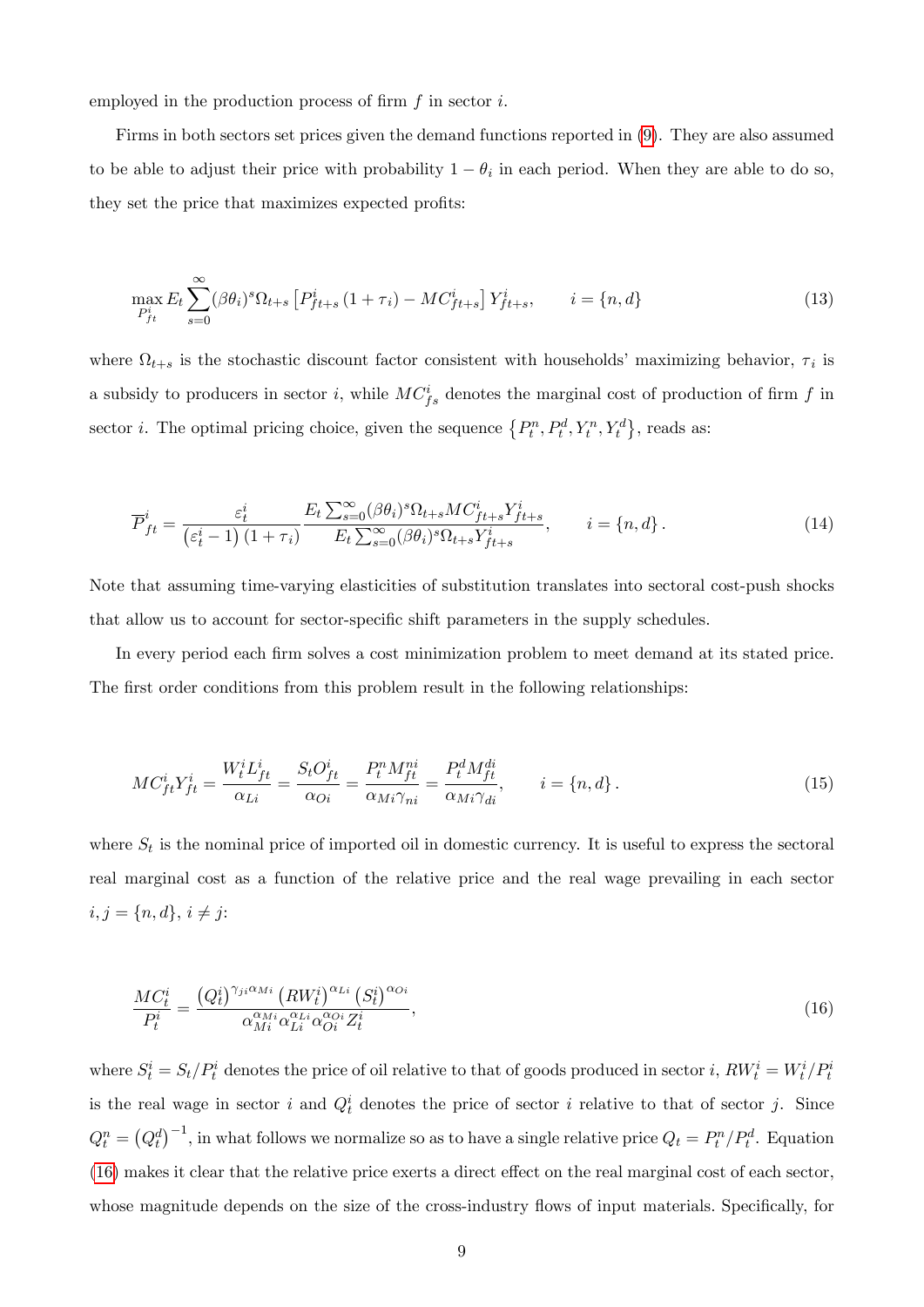employed in the production process of firm $f$ in sector $i$.

Firms in both sectors set prices given the demand functions reported in (9). They are also assumed to be able to adjust their price with probability $1-\theta_i$ in each period. When they are able to do so, they set the price that maximizes expected profits:

$$\max_{P^i_{ft}} E_t \sum_{s=0}^{\infty} (\beta\theta_i)^s \Omega_{t+s} \left[ P^i_{ft+s} \left(1+\tau_i\right) - MC^i_{ft+s} \right] Y^i_{ft+s}, \qquad i = \{n, d\} \tag{13}$$

where $\Omega_{t+s}$ is the stochastic discount factor consistent with households' maximizing behavior, $\tau_i$ is a subsidy to producers in sector $i$, while $MC^i_{fs}$ denotes the marginal cost of production of firm $f$ in sector $i$. The optimal pricing choice, given the sequence $\{P^n_t, P^d_t, Y^n_t, Y^d_t\}$, reads as:

$$\overline{P}^i_{ft} = \frac{\varepsilon^i_t}{\left(\varepsilon^i_t - 1\right)\left(1+\tau_i\right)} \frac{E_t \sum_{s=0}^{\infty} (\beta\theta_i)^s \Omega_{t+s} MC^i_{ft+s} Y^i_{ft+s}}{E_t \sum_{s=0}^{\infty} (\beta\theta_i)^s \Omega_{t+s} Y^i_{ft+s}}, \qquad i = \{n, d\}. \tag{14}$$

Note that assuming time-varying elasticities of substitution translates into sectoral cost-push shocks that allow us to account for sector-specific shift parameters in the supply schedules.

In every period each firm solves a cost minimization problem to meet demand at its stated price. The first order conditions from this problem result in the following relationships:

$$MC^i_{ft} Y^i_{ft} = \frac{W^i_t L^i_{ft}}{\alpha_{Li}} = \frac{S_t O^i_{ft}}{\alpha_{Oi}} = \frac{P^n_t M^{ni}_{ft}}{\alpha_{Mi}\gamma_{ni}} = \frac{P^d_t M^{di}_{ft}}{\alpha_{Mi}\gamma_{di}}, \qquad i = \{n, d\}. \tag{15}$$

where $S_t$ is the nominal price of imported oil in domestic currency. It is useful to express the sectoral real marginal cost as a function of the relative price and the real wage prevailing in each sector $i, j = \{n, d\}$, $i \neq j$:

$$\frac{MC^i_t}{P^i_t} = \frac{\left(Q^i_t\right)^{\gamma_{ji}\alpha_{Mi}} \left(RW^i_t\right)^{\alpha_{Li}} \left(S^i_t\right)^{\alpha_{Oi}}}{\alpha_{Mi}^{\alpha_{Mi}} \alpha_{Li}^{\alpha_{Li}} \alpha_{Oi}^{\alpha_{Oi}} Z^i_t}, \tag{16}$$

where $S^i_t = S_t / P^i_t$ denotes the price of oil relative to that of goods produced in sector $i$, $RW^i_t = W^i_t / P^i_t$ is the real wage in sector $i$ and $Q^i_t$ denotes the price of sector $i$ relative to that of sector $j$. Since $Q^n_t = \left(Q^d_t\right)^{-1}$, in what follows we normalize so as to have a single relative price $Q_t = P^n_t / P^d_t$. Equation (16) makes it clear that the relative price exerts a direct effect on the real marginal cost of each sector, whose magnitude depends on the size of the cross-industry flows of input materials. Specifically, for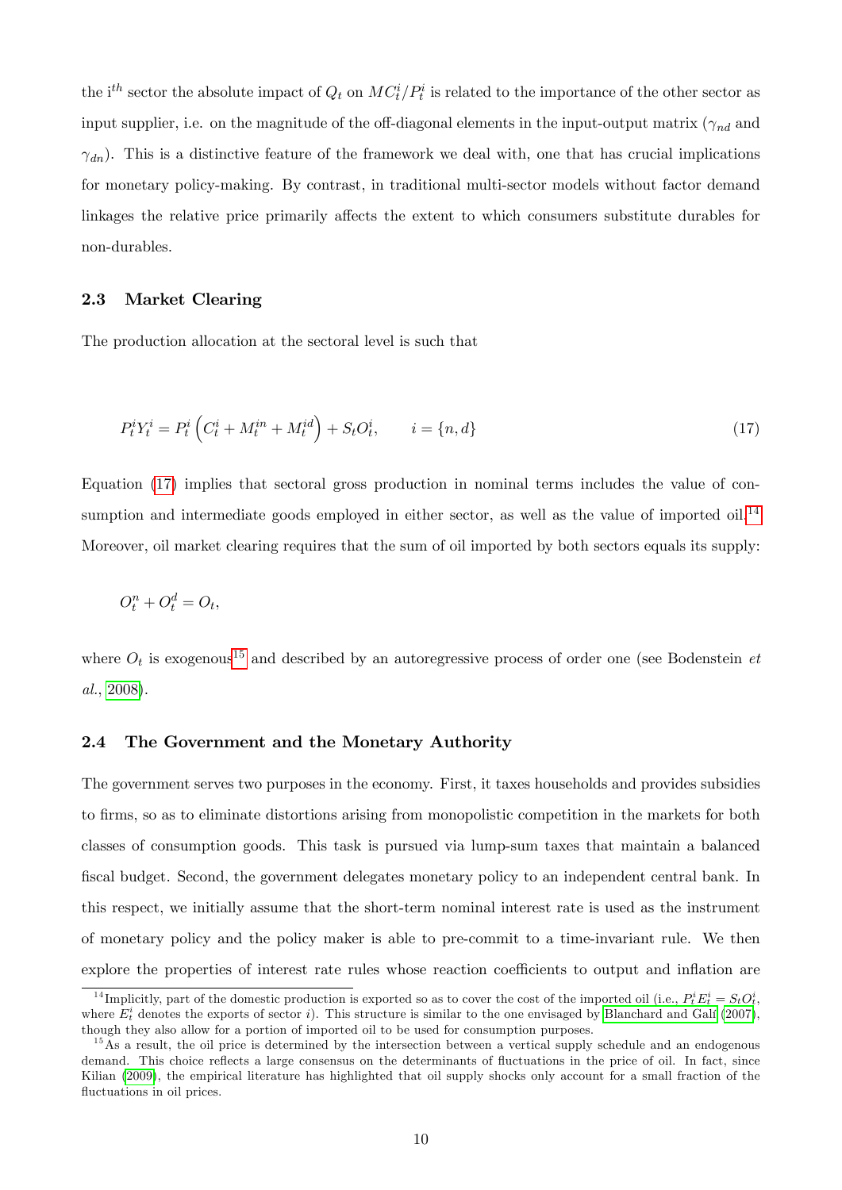the i$^{th}$ sector the absolute impact of $Q_t$ on $MC_t^i/P_t^i$ is related to the importance of the other sector as input supplier, i.e. on the magnitude of the off-diagonal elements in the input-output matrix ($\gamma_{nd}$ and $\gamma_{dn}$). This is a distinctive feature of the framework we deal with, one that has crucial implications for monetary policy-making. By contrast, in traditional multi-sector models without factor demand linkages the relative price primarily affects the extent to which consumers substitute durables for non-durables.

### 2.3 Market Clearing

The production allocation at the sectoral level is such that

$$P_t^i Y_t^i = P_t^i \left( C_t^i + M_t^{in} + M_t^{id} \right) + S_t O_t^i, \qquad i = \{n, d\} \tag{17}$$

Equation (17) implies that sectoral gross production in nominal terms includes the value of consumption and intermediate goods employed in either sector, as well as the value of imported oil.[14] Moreover, oil market clearing requires that the sum of oil imported by both sectors equals its supply:

$$O_t^n + O_t^d = O_t,$$

where $O_t$ is exogenous[15] and described by an autoregressive process of order one (see Bodenstein *et al.*, 2008).

### 2.4 The Government and the Monetary Authority

The government serves two purposes in the economy. First, it taxes households and provides subsidies to firms, so as to eliminate distortions arising from monopolistic competition in the markets for both classes of consumption goods. This task is pursued via lump-sum taxes that maintain a balanced fiscal budget. Second, the government delegates monetary policy to an independent central bank. In this respect, we initially assume that the short-term nominal interest rate is used as the instrument of monetary policy and the policy maker is able to pre-commit to a time-invariant rule. We then explore the properties of interest rate rules whose reaction coefficients to output and inflation are

[14] Implicitly, part of the domestic production is exported so as to cover the cost of the imported oil (i.e., $P_t^i E_t^i = S_t O_t^i$, where $E_t^i$ denotes the exports of sector $i$). This structure is similar to the one envisaged by Blanchard and Galí (2007), though they also allow for a portion of imported oil to be used for consumption purposes.

[15] As a result, the oil price is determined by the intersection between a vertical supply schedule and an endogenous demand. This choice reflects a large consensus on the determinants of fluctuations in the price of oil. In fact, since Kilian (2009), the empirical literature has highlighted that oil supply shocks only account for a small fraction of the fluctuations in oil prices.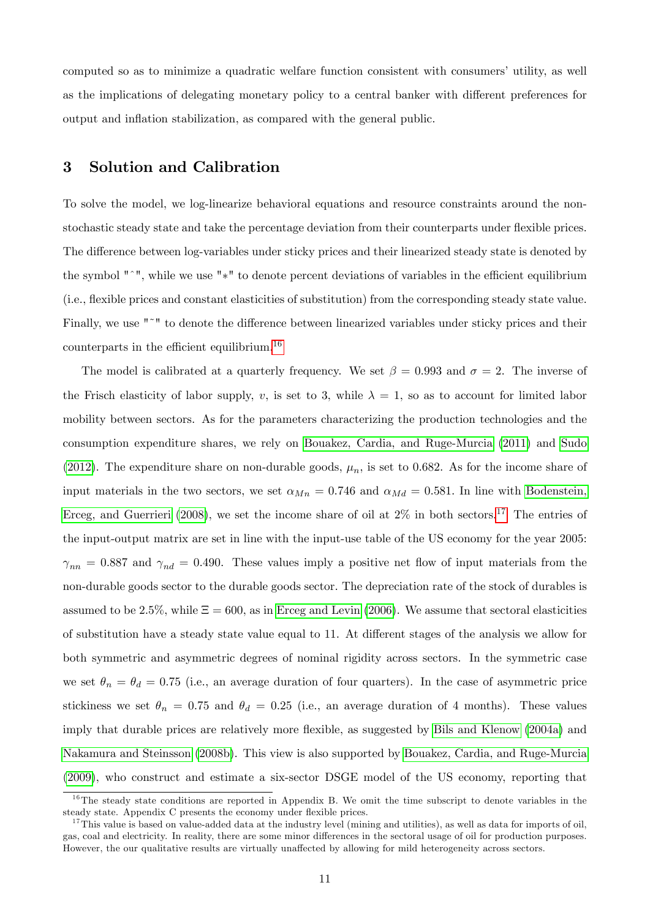computed so as to minimize a quadratic welfare function consistent with consumers' utility, as well as the implications of delegating monetary policy to a central banker with different preferences for output and inflation stabilization, as compared with the general public.

## 3 Solution and Calibration

To solve the model, we log-linearize behavioral equations and resource constraints around the non-stochastic steady state and take the percentage deviation from their counterparts under flexible prices. The difference between log-variables under sticky prices and their linearized steady state is denoted by the symbol "ˆ", while we use "∗" to denote percent deviations of variables in the efficient equilibrium (i.e., flexible prices and constant elasticities of substitution) from the corresponding steady state value. Finally, we use "˜" to denote the difference between linearized variables under sticky prices and their counterparts in the efficient equilibrium.[16]

The model is calibrated at a quarterly frequency. We set $\beta = 0.993$ and $\sigma = 2$. The inverse of the Frisch elasticity of labor supply, $v$, is set to 3, while $\lambda = 1$, so as to account for limited labor mobility between sectors. As for the parameters characterizing the production technologies and the consumption expenditure shares, we rely on Bouakez, Cardia, and Ruge-Murcia (2011) and Sudo (2012). The expenditure share on non-durable goods, $\mu_n$, is set to 0.682. As for the income share of input materials in the two sectors, we set $\alpha_{Mn} = 0.746$ and $\alpha_{Md} = 0.581$. In line with Bodenstein, Erceg, and Guerrieri (2008), we set the income share of oil at 2% in both sectors.[17] The entries of the input-output matrix are set in line with the input-use table of the US economy for the year 2005: $\gamma_{nn} = 0.887$ and $\gamma_{nd} = 0.490$. These values imply a positive net flow of input materials from the non-durable goods sector to the durable goods sector. The depreciation rate of the stock of durables is assumed to be 2.5%, while $\Xi = 600$, as in Erceg and Levin (2006). We assume that sectoral elasticities of substitution have a steady state value equal to 11. At different stages of the analysis we allow for both symmetric and asymmetric degrees of nominal rigidity across sectors. In the symmetric case we set $\theta_n = \theta_d = 0.75$ (i.e., an average duration of four quarters). In the case of asymmetric price stickiness we set $\theta_n = 0.75$ and $\theta_d = 0.25$ (i.e., an average duration of 4 months). These values imply that durable prices are relatively more flexible, as suggested by Bils and Klenow (2004a) and Nakamura and Steinsson (2008b). This view is also supported by Bouakez, Cardia, and Ruge-Murcia (2009), who construct and estimate a six-sector DSGE model of the US economy, reporting that

[16] The steady state conditions are reported in Appendix B. We omit the time subscript to denote variables in the steady state. Appendix C presents the economy under flexible prices.

[17] This value is based on value-added data at the industry level (mining and utilities), as well as data for imports of oil, gas, coal and electricity. In reality, there are some minor differences in the sectoral usage of oil for production purposes. However, the our qualitative results are virtually unaffected by allowing for mild heterogeneity across sectors.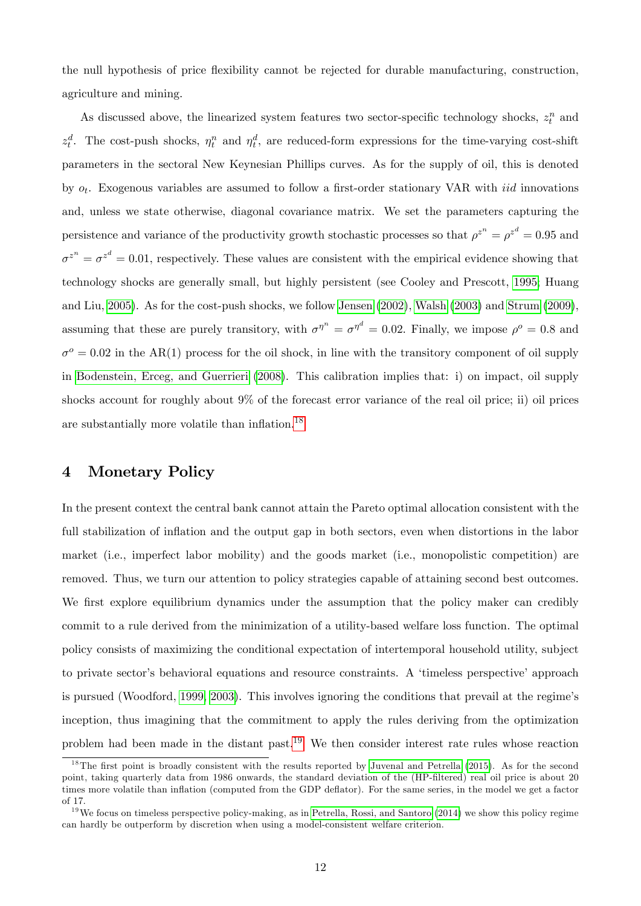the null hypothesis of price flexibility cannot be rejected for durable manufacturing, construction, agriculture and mining.

As discussed above, the linearized system features two sector-specific technology shocks, $z_t^n$ and $z_t^d$. The cost-push shocks, $\eta_t^n$ and $\eta_t^d$, are reduced-form expressions for the time-varying cost-shift parameters in the sectoral New Keynesian Phillips curves. As for the supply of oil, this is denoted by $o_t$. Exogenous variables are assumed to follow a first-order stationary VAR with *iid* innovations and, unless we state otherwise, diagonal covariance matrix. We set the parameters capturing the persistence and variance of the productivity growth stochastic processes so that $\rho^{z^n} = \rho^{z^d} = 0.95$ and $\sigma^{z^n} = \sigma^{z^d} = 0.01$, respectively. These values are consistent with the empirical evidence showing that technology shocks are generally small, but highly persistent (see Cooley and Prescott, 1995; Huang and Liu, 2005). As for the cost-push shocks, we follow Jensen (2002), Walsh (2003) and Strum (2009), assuming that these are purely transitory, with $\sigma^{\eta^n} = \sigma^{\eta^d} = 0.02$. Finally, we impose $\rho^o = 0.8$ and $\sigma^o = 0.02$ in the AR(1) process for the oil shock, in line with the transitory component of oil supply in Bodenstein, Erceg, and Guerrieri (2008). This calibration implies that: i) on impact, oil supply shocks account for roughly about 9% of the forecast error variance of the real oil price; ii) oil prices are substantially more volatile than inflation.[18]

# 4 Monetary Policy

In the present context the central bank cannot attain the Pareto optimal allocation consistent with the full stabilization of inflation and the output gap in both sectors, even when distortions in the labor market (i.e., imperfect labor mobility) and the goods market (i.e., monopolistic competition) are removed. Thus, we turn our attention to policy strategies capable of attaining second best outcomes. We first explore equilibrium dynamics under the assumption that the policy maker can credibly commit to a rule derived from the minimization of a utility-based welfare loss function. The optimal policy consists of maximizing the conditional expectation of intertemporal household utility, subject to private sector's behavioral equations and resource constraints. A 'timeless perspective' approach is pursued (Woodford, 1999, 2003). This involves ignoring the conditions that prevail at the regime's inception, thus imagining that the commitment to apply the rules deriving from the optimization problem had been made in the distant past.[19] We then consider interest rate rules whose reaction

[18] The first point is broadly consistent with the results reported by Juvenal and Petrella (2015). As for the second point, taking quarterly data from 1986 onwards, the standard deviation of the (HP-filtered) real oil price is about 20 times more volatile than inflation (computed from the GDP deflator). For the same series, in the model we get a factor of 17.

[19] We focus on timeless perspective policy-making, as in Petrella, Rossi, and Santoro (2014) we show this policy regime can hardly be outperform by discretion when using a model-consistent welfare criterion.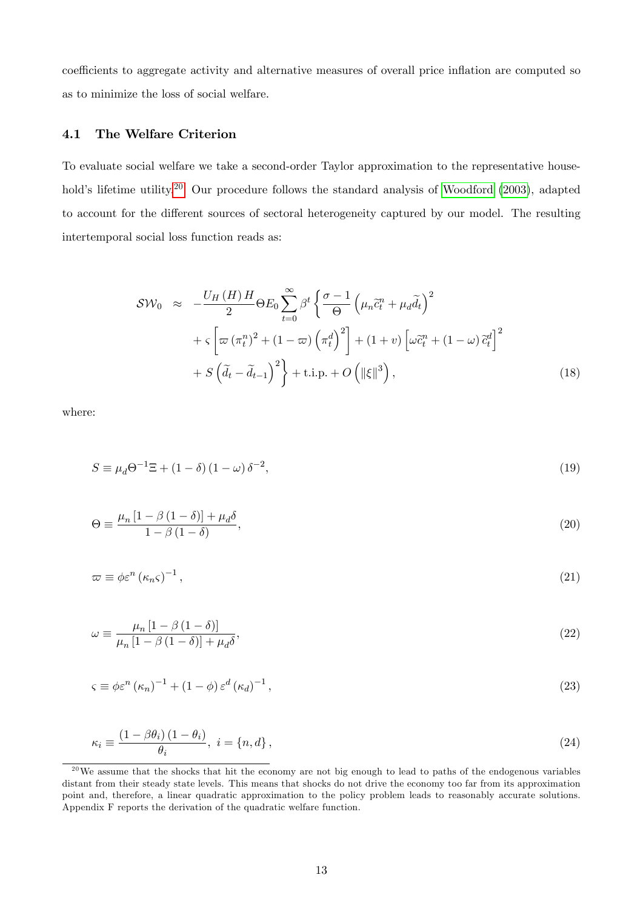coefficients to aggregate activity and alternative measures of overall price inflation are computed so as to minimize the loss of social welfare.

### 4.1 The Welfare Criterion

To evaluate social welfare we take a second-order Taylor approximation to the representative household's lifetime utility.[20] Our procedure follows the standard analysis of Woodford (2003), adapted to account for the different sources of sectoral heterogeneity captured by our model. The resulting intertemporal social loss function reads as:

$$
\begin{aligned}
\mathcal{SW}_0 \;\approx\; & -\frac{U_H(H)\,H}{2}\Theta E_0 \sum_{t=0}^{\infty} \beta^t \left\{ \frac{\sigma - 1}{\Theta} \left( \mu_n \widetilde{c}_t^n + \mu_d \widetilde{d}_t \right)^2 \right. \\
& + \varsigma \left[ \varpi \left( \pi_t^n \right)^2 + (1 - \varpi) \left( \pi_t^d \right)^2 \right] + (1 + v) \left[ \omega \widetilde{c}_t^n + (1 - \omega) \widetilde{c}_t^d \right]^2 \\
& \left. + S \left( \widetilde{d}_t - \widetilde{d}_{t-1} \right)^2 \right\} + \text{t.i.p.} + O\left( \|\xi\|^3 \right), \qquad (18)
\end{aligned}
$$

where:

$$
S \equiv \mu_d \Theta^{-1} \Xi + (1 - \delta)(1 - \omega) \delta^{-2}, \qquad (19)
$$

$$
\Theta \equiv \frac{\mu_n [1 - \beta (1 - \delta)] + \mu_d \delta}{1 - \beta (1 - \delta)}, \qquad (20)
$$

$$
\varpi \equiv \phi \varepsilon^n (\kappa_n \varsigma)^{-1}, \qquad (21)
$$

$$
\omega \equiv \frac{\mu_n [1 - \beta (1 - \delta)]}{\mu_n [1 - \beta (1 - \delta)] + \mu_d \delta}, \qquad (22)
$$

$$
\varsigma \equiv \phi \varepsilon^n (\kappa_n)^{-1} + (1 - \phi) \varepsilon^d (\kappa_d)^{-1}, \qquad (23)
$$

$$
\kappa_i \equiv \frac{(1 - \beta \theta_i)(1 - \theta_i)}{\theta_i}, \; i = \{n, d\}, \qquad (24)
$$

[20] We assume that the shocks that hit the economy are not big enough to lead to paths of the endogenous variables distant from their steady state levels. This means that shocks do not drive the economy too far from its approximation point and, therefore, a linear quadratic approximation to the policy problem leads to reasonably accurate solutions. Appendix F reports the derivation of the quadratic welfare function.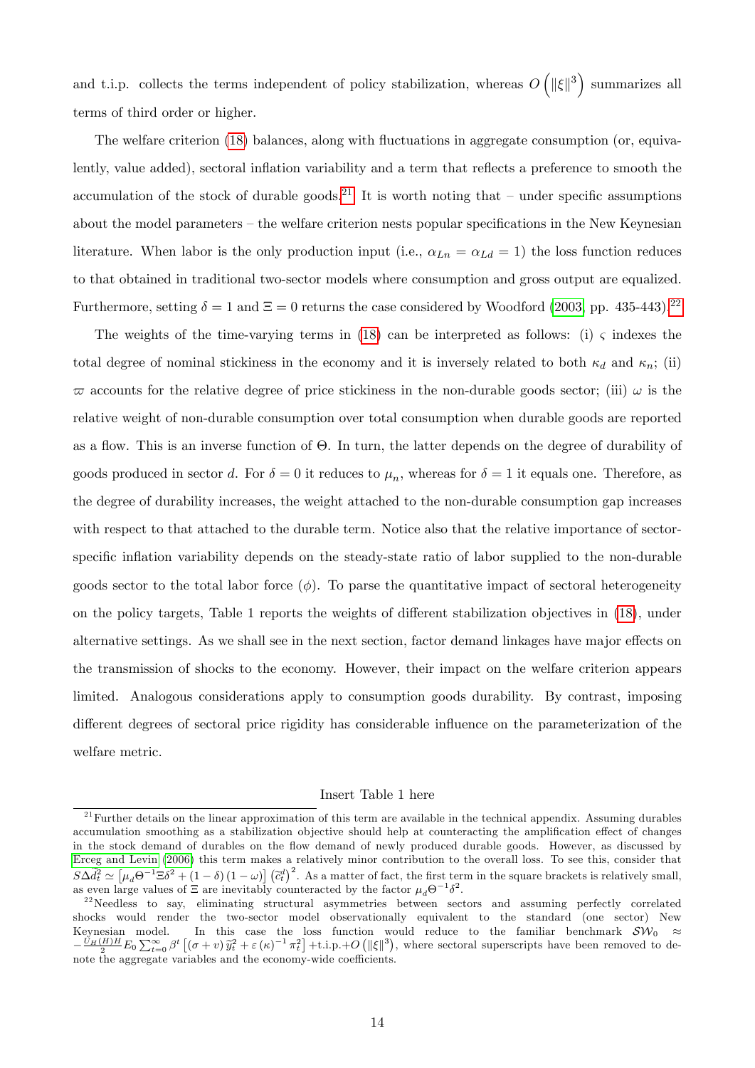and t.i.p. collects the terms independent of policy stabilization, whereas $O\left(\|\xi\|^3\right)$ summarizes all terms of third order or higher.

The welfare criterion (18) balances, along with fluctuations in aggregate consumption (or, equivalently, value added), sectoral inflation variability and a term that reflects a preference to smooth the accumulation of the stock of durable goods.[21] It is worth noting that – under specific assumptions about the model parameters – the welfare criterion nests popular specifications in the New Keynesian literature. When labor is the only production input (i.e., $\alpha_{Ln} = \alpha_{Ld} = 1$) the loss function reduces to that obtained in traditional two-sector models where consumption and gross output are equalized. Furthermore, setting $\delta = 1$ and $\Xi = 0$ returns the case considered by Woodford (2003, pp. 435-443).[22]

The weights of the time-varying terms in (18) can be interpreted as follows: (i) $\varsigma$ indexes the total degree of nominal stickiness in the economy and it is inversely related to both $\kappa_d$ and $\kappa_n$; (ii) $\varpi$ accounts for the relative degree of price stickiness in the non-durable goods sector; (iii) $\omega$ is the relative weight of non-durable consumption over total consumption when durable goods are reported as a flow. This is an inverse function of $\Theta$. In turn, the latter depends on the degree of durability of goods produced in sector $d$. For $\delta = 0$ it reduces to $\mu_n$, whereas for $\delta = 1$ it equals one. Therefore, as the degree of durability increases, the weight attached to the non-durable consumption gap increases with respect to that attached to the durable term. Notice also that the relative importance of sector-specific inflation variability depends on the steady-state ratio of labor supplied to the non-durable goods sector to the total labor force ($\phi$). To parse the quantitative impact of sectoral heterogeneity on the policy targets, Table 1 reports the weights of different stabilization objectives in (18), under alternative settings. As we shall see in the next section, factor demand linkages have major effects on the transmission of shocks to the economy. However, their impact on the welfare criterion appears limited. Analogous considerations apply to consumption goods durability. By contrast, imposing different degrees of sectoral price rigidity has considerable influence on the parameterization of the welfare metric.

Insert Table 1 here

[21] Further details on the linear approximation of this term are available in the technical appendix. Assuming durables accumulation smoothing as a stabilization objective should help at counteracting the amplification effect of changes in the stock demand of durables on the flow demand of newly produced durable goods. However, as discussed by Erceg and Levin (2006) this term makes a relatively minor contribution to the overall loss. To see this, consider that $S\Delta d_t^2 \simeq \left[\mu_d \Theta^{-1} \Xi \delta^2 + (1-\delta)(1-\omega)\right] \left(\widetilde{c}_t^d\right)^2$. As a matter of fact, the first term in the square brackets is relatively small, as even large values of $\Xi$ are inevitably counteracted by the factor $\mu_d \Theta^{-1} \delta^2$.

[22] Needless to say, eliminating structural asymmetries between sectors and assuming perfectly correlated shocks would render the two-sector model observationally equivalent to the standard (one sector) New Keynesian model. In this case the loss function would reduce to the familiar benchmark $\mathcal{SW}_0 \approx -\frac{U_H(H)H}{2} E_0 \sum_{t=0}^{\infty} \beta^t \left[(\sigma + v)\widetilde{y}_t^2 + \varepsilon(\kappa)^{-1} \pi_t^2\right] + \text{t.i.p.} + O\left(\|\xi\|^3\right)$, where sectoral superscripts have been removed to denote the aggregate variables and the economy-wide coefficients.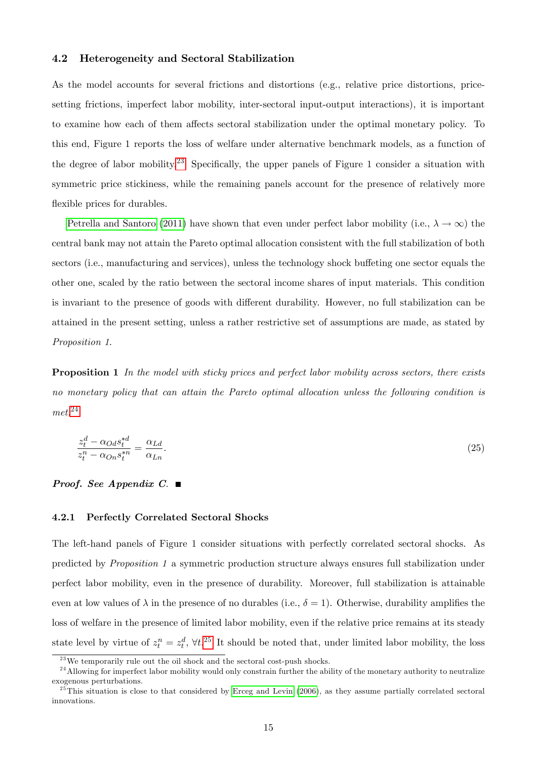### 4.2 Heterogeneity and Sectoral Stabilization

As the model accounts for several frictions and distortions (e.g., relative price distortions, price-setting frictions, imperfect labor mobility, inter-sectoral input-output interactions), it is important to examine how each of them affects sectoral stabilization under the optimal monetary policy. To this end, Figure 1 reports the loss of welfare under alternative benchmark models, as a function of the degree of labor mobility.[23] Specifically, the upper panels of Figure 1 consider a situation with symmetric price stickiness, while the remaining panels account for the presence of relatively more flexible prices for durables.

Petrella and Santoro (2011) have shown that even under perfect labor mobility (i.e., $\lambda \to \infty$) the central bank may not attain the Pareto optimal allocation consistent with the full stabilization of both sectors (i.e., manufacturing and services), unless the technology shock buffeting one sector equals the other one, scaled by the ratio between the sectoral income shares of input materials. This condition is invariant to the presence of goods with different durability. However, no full stabilization can be attained in the present setting, unless a rather restrictive set of assumptions are made, as stated by *Proposition 1.*

**Proposition 1** *In the model with sticky prices and perfect labor mobility across sectors, there exists no monetary policy that can attain the Pareto optimal allocation unless the following condition is met:*[24]

$$\frac{z_t^d - \alpha_{Od} s_t^{*d}}{z_t^n - \alpha_{On} s_t^{*n}} = \frac{\alpha_{Ld}}{\alpha_{Ln}}. \tag{25}$$

***Proof. See Appendix C.*** ■

#### 4.2.1 Perfectly Correlated Sectoral Shocks

The left-hand panels of Figure 1 consider situations with perfectly correlated sectoral shocks. As predicted by *Proposition 1* a symmetric production structure always ensures full stabilization under perfect labor mobility, even in the presence of durability. Moreover, full stabilization is attainable even at low values of $\lambda$ in the presence of no durables (i.e., $\delta = 1$). Otherwise, durability amplifies the loss of welfare in the presence of limited labor mobility, even if the relative price remains at its steady state level by virtue of $z_t^n = z_t^d$, $\forall t$.[25] It should be noted that, under limited labor mobility, the loss

---

[23] We temporarily rule out the oil shock and the sectoral cost-push shocks.

[24] Allowing for imperfect labor mobility would only constrain further the ability of the monetary authority to neutralize exogenous perturbations.

[25] This situation is close to that considered by Erceg and Levin (2006), as they assume partially correlated sectoral innovations.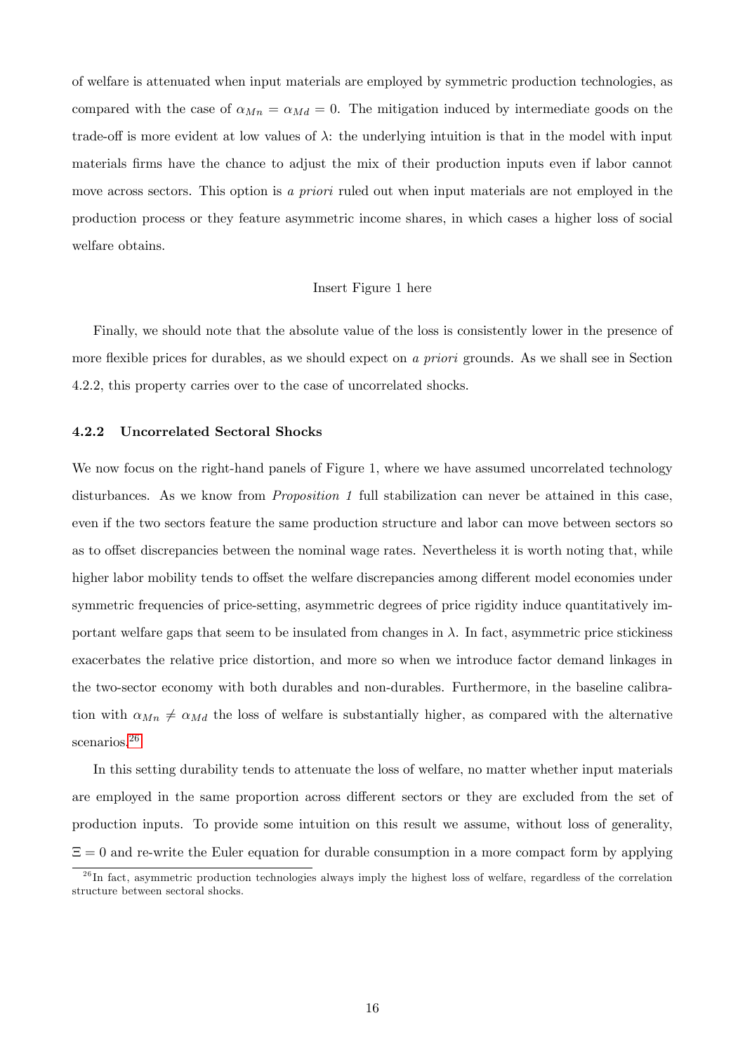of welfare is attenuated when input materials are employed by symmetric production technologies, as compared with the case of $\alpha_{Mn} = \alpha_{Md} = 0$. The mitigation induced by intermediate goods on the trade-off is more evident at low values of $\lambda$: the underlying intuition is that in the model with input materials firms have the chance to adjust the mix of their production inputs even if labor cannot move across sectors. This option is *a priori* ruled out when input materials are not employed in the production process or they feature asymmetric income shares, in which cases a higher loss of social welfare obtains.

Insert Figure 1 here

Finally, we should note that the absolute value of the loss is consistently lower in the presence of more flexible prices for durables, as we should expect on *a priori* grounds. As we shall see in Section 4.2.2, this property carries over to the case of uncorrelated shocks.

### 4.2.2 Uncorrelated Sectoral Shocks

We now focus on the right-hand panels of Figure 1, where we have assumed uncorrelated technology disturbances. As we know from *Proposition 1* full stabilization can never be attained in this case, even if the two sectors feature the same production structure and labor can move between sectors so as to offset discrepancies between the nominal wage rates. Nevertheless it is worth noting that, while higher labor mobility tends to offset the welfare discrepancies among different model economies under symmetric frequencies of price-setting, asymmetric degrees of price rigidity induce quantitatively important welfare gaps that seem to be insulated from changes in $\lambda$. In fact, asymmetric price stickiness exacerbates the relative price distortion, and more so when we introduce factor demand linkages in the two-sector economy with both durables and non-durables. Furthermore, in the baseline calibration with $\alpha_{Mn} \neq \alpha_{Md}$ the loss of welfare is substantially higher, as compared with the alternative scenarios.[26]

In this setting durability tends to attenuate the loss of welfare, no matter whether input materials are employed in the same proportion across different sectors or they are excluded from the set of production inputs. To provide some intuition on this result we assume, without loss of generality, $\Xi = 0$ and re-write the Euler equation for durable consumption in a more compact form by applying

[26] In fact, asymmetric production technologies always imply the highest loss of welfare, regardless of the correlation structure between sectoral shocks.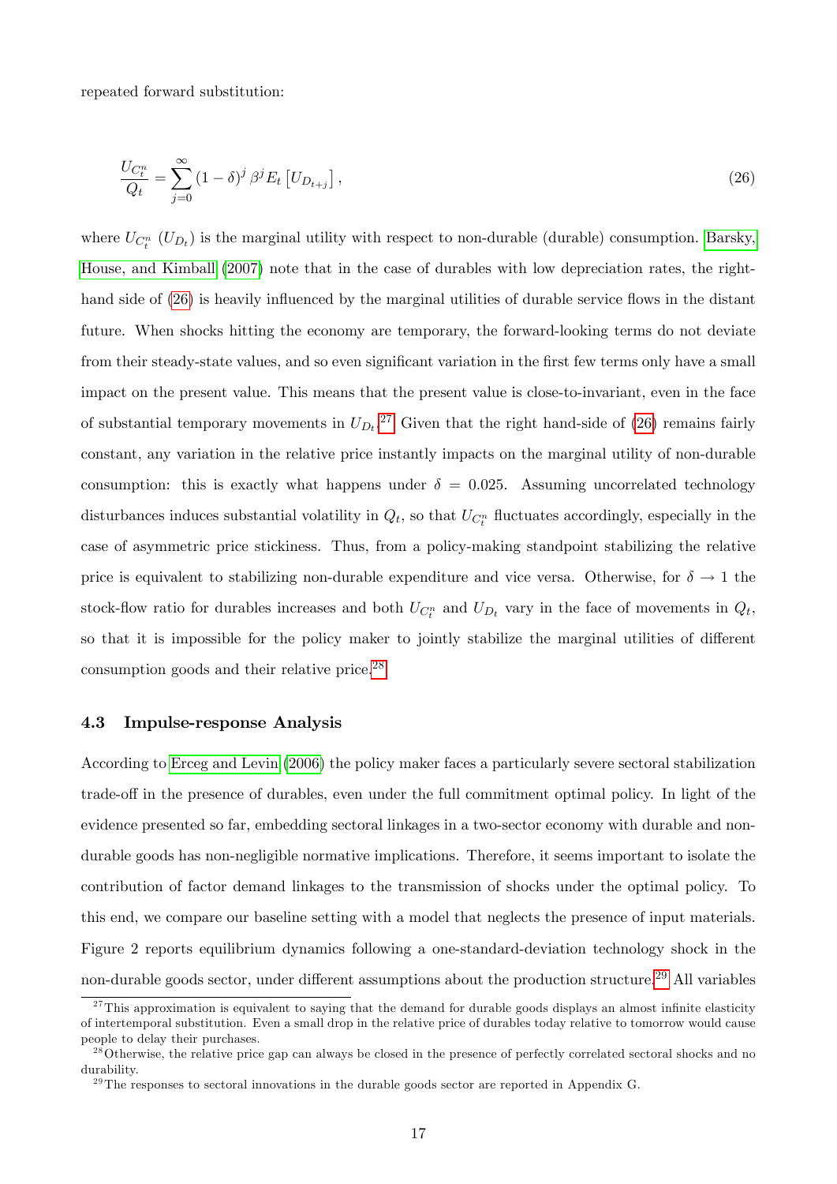repeated forward substitution:

$$\frac{U_{C_t^n}}{Q_t} = \sum_{j=0}^{\infty} (1-\delta)^j \beta^j E_t \left[ U_{D_{t+j}} \right], \tag{26}$$

where $U_{C_t^n}$ ($U_{D_t}$) is the marginal utility with respect to non-durable (durable) consumption. Barsky, House, and Kimball (2007) note that in the case of durables with low depreciation rates, the right-hand side of (26) is heavily influenced by the marginal utilities of durable service flows in the distant future. When shocks hitting the economy are temporary, the forward-looking terms do not deviate from their steady-state values, and so even significant variation in the first few terms only have a small impact on the present value. This means that the present value is close-to-invariant, even in the face of substantial temporary movements in $U_{D_t}$.[27] Given that the right hand-side of (26) remains fairly constant, any variation in the relative price instantly impacts on the marginal utility of non-durable consumption: this is exactly what happens under $\delta = 0.025$. Assuming uncorrelated technology disturbances induces substantial volatility in $Q_t$, so that $U_{C_t^n}$ fluctuates accordingly, especially in the case of asymmetric price stickiness. Thus, from a policy-making standpoint stabilizing the relative price is equivalent to stabilizing non-durable expenditure and vice versa. Otherwise, for $\delta \rightarrow 1$ the stock-flow ratio for durables increases and both $U_{C_t^n}$ and $U_{D_t}$ vary in the face of movements in $Q_t$, so that it is impossible for the policy maker to jointly stabilize the marginal utilities of different consumption goods and their relative price.[28]

### 4.3 Impulse-response Analysis

According to Erceg and Levin (2006) the policy maker faces a particularly severe sectoral stabilization trade-off in the presence of durables, even under the full commitment optimal policy. In light of the evidence presented so far, embedding sectoral linkages in a two-sector economy with durable and non-durable goods has non-negligible normative implications. Therefore, it seems important to isolate the contribution of factor demand linkages to the transmission of shocks under the optimal policy. To this end, we compare our baseline setting with a model that neglects the presence of input materials. Figure 2 reports equilibrium dynamics following a one-standard-deviation technology shock in the non-durable goods sector, under different assumptions about the production structure.[29] All variables

[27] This approximation is equivalent to saying that the demand for durable goods displays an almost infinite elasticity of intertemporal substitution. Even a small drop in the relative price of durables today relative to tomorrow would cause people to delay their purchases.

[28] Otherwise, the relative price gap can always be closed in the presence of perfectly correlated sectoral shocks and no durability.

[29] The responses to sectoral innovations in the durable goods sector are reported in Appendix G.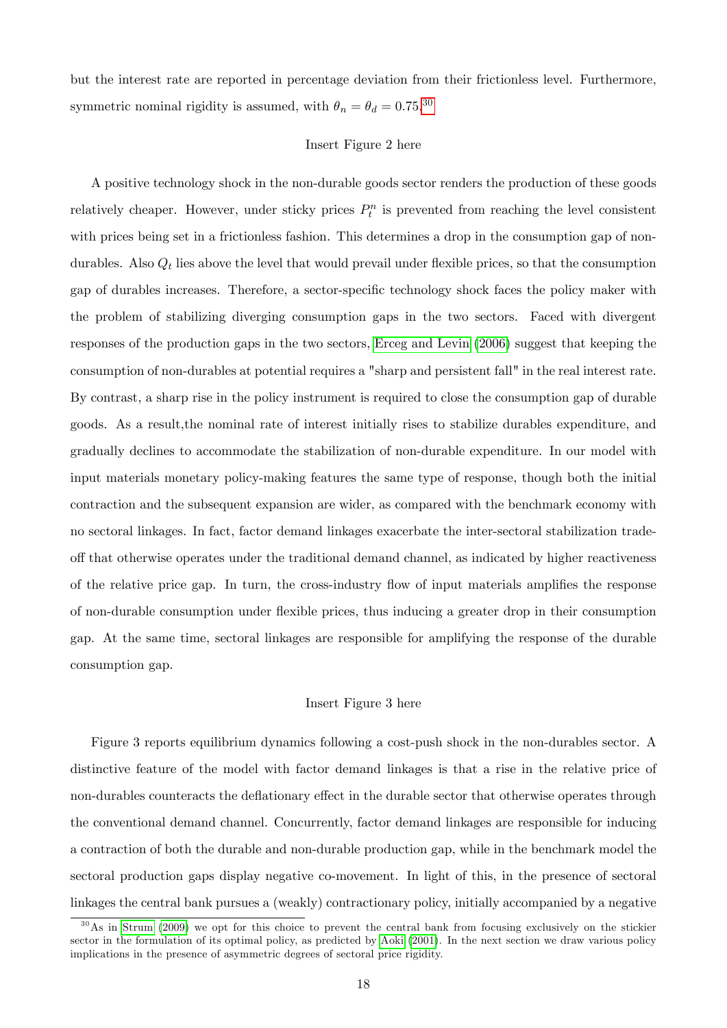but the interest rate are reported in percentage deviation from their frictionless level. Furthermore, symmetric nominal rigidity is assumed, with $\theta_n = \theta_d = 0.75$.[30]

Insert Figure 2 here

A positive technology shock in the non-durable goods sector renders the production of these goods relatively cheaper. However, under sticky prices $P_t^n$ is prevented from reaching the level consistent with prices being set in a frictionless fashion. This determines a drop in the consumption gap of non-durables. Also $Q_t$ lies above the level that would prevail under flexible prices, so that the consumption gap of durables increases. Therefore, a sector-specific technology shock faces the policy maker with the problem of stabilizing diverging consumption gaps in the two sectors. Faced with divergent responses of the production gaps in the two sectors, Erceg and Levin (2006) suggest that keeping the consumption of non-durables at potential requires a "sharp and persistent fall" in the real interest rate. By contrast, a sharp rise in the policy instrument is required to close the consumption gap of durable goods. As a result,the nominal rate of interest initially rises to stabilize durables expenditure, and gradually declines to accommodate the stabilization of non-durable expenditure. In our model with input materials monetary policy-making features the same type of response, though both the initial contraction and the subsequent expansion are wider, as compared with the benchmark economy with no sectoral linkages. In fact, factor demand linkages exacerbate the inter-sectoral stabilization trade-off that otherwise operates under the traditional demand channel, as indicated by higher reactiveness of the relative price gap. In turn, the cross-industry flow of input materials amplifies the response of non-durable consumption under flexible prices, thus inducing a greater drop in their consumption gap. At the same time, sectoral linkages are responsible for amplifying the response of the durable consumption gap.

Insert Figure 3 here

Figure 3 reports equilibrium dynamics following a cost-push shock in the non-durables sector. A distinctive feature of the model with factor demand linkages is that a rise in the relative price of non-durables counteracts the deflationary effect in the durable sector that otherwise operates through the conventional demand channel. Concurrently, factor demand linkages are responsible for inducing a contraction of both the durable and non-durable production gap, while in the benchmark model the sectoral production gaps display negative co-movement. In light of this, in the presence of sectoral linkages the central bank pursues a (weakly) contractionary policy, initially accompanied by a negative

[30] As in Strum (2009) we opt for this choice to prevent the central bank from focusing exclusively on the stickier sector in the formulation of its optimal policy, as predicted by Aoki (2001). In the next section we draw various policy implications in the presence of asymmetric degrees of sectoral price rigidity.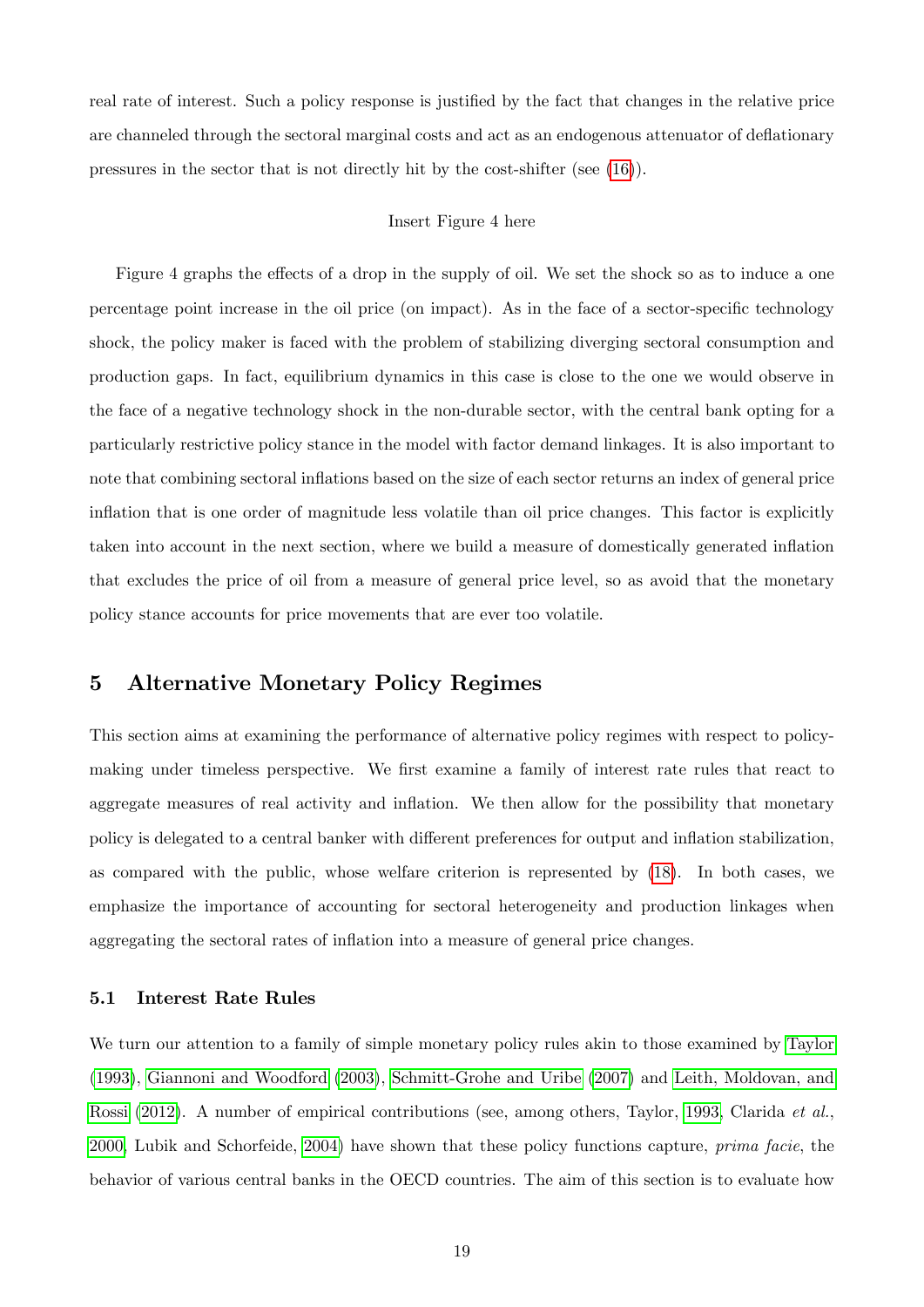real rate of interest. Such a policy response is justified by the fact that changes in the relative price are channeled through the sectoral marginal costs and act as an endogenous attenuator of deflationary pressures in the sector that is not directly hit by the cost-shifter (see (16)).

Insert Figure 4 here

Figure 4 graphs the effects of a drop in the supply of oil. We set the shock so as to induce a one percentage point increase in the oil price (on impact). As in the face of a sector-specific technology shock, the policy maker is faced with the problem of stabilizing diverging sectoral consumption and production gaps. In fact, equilibrium dynamics in this case is close to the one we would observe in the face of a negative technology shock in the non-durable sector, with the central bank opting for a particularly restrictive policy stance in the model with factor demand linkages. It is also important to note that combining sectoral inflations based on the size of each sector returns an index of general price inflation that is one order of magnitude less volatile than oil price changes. This factor is explicitly taken into account in the next section, where we build a measure of domestically generated inflation that excludes the price of oil from a measure of general price level, so as avoid that the monetary policy stance accounts for price movements that are ever too volatile.

## 5 Alternative Monetary Policy Regimes

This section aims at examining the performance of alternative policy regimes with respect to policy-making under timeless perspective. We first examine a family of interest rate rules that react to aggregate measures of real activity and inflation. We then allow for the possibility that monetary policy is delegated to a central banker with different preferences for output and inflation stabilization, as compared with the public, whose welfare criterion is represented by (18). In both cases, we emphasize the importance of accounting for sectoral heterogeneity and production linkages when aggregating the sectoral rates of inflation into a measure of general price changes.

### 5.1 Interest Rate Rules

We turn our attention to a family of simple monetary policy rules akin to those examined by Taylor (1993), Giannoni and Woodford (2003), Schmitt-Grohe and Uribe (2007) and Leith, Moldovan, and Rossi (2012). A number of empirical contributions (see, among others, Taylor, 1993, Clarida *et al.*, 2000, Lubik and Schorfeide, 2004) have shown that these policy functions capture, *prima facie*, the behavior of various central banks in the OECD countries. The aim of this section is to evaluate how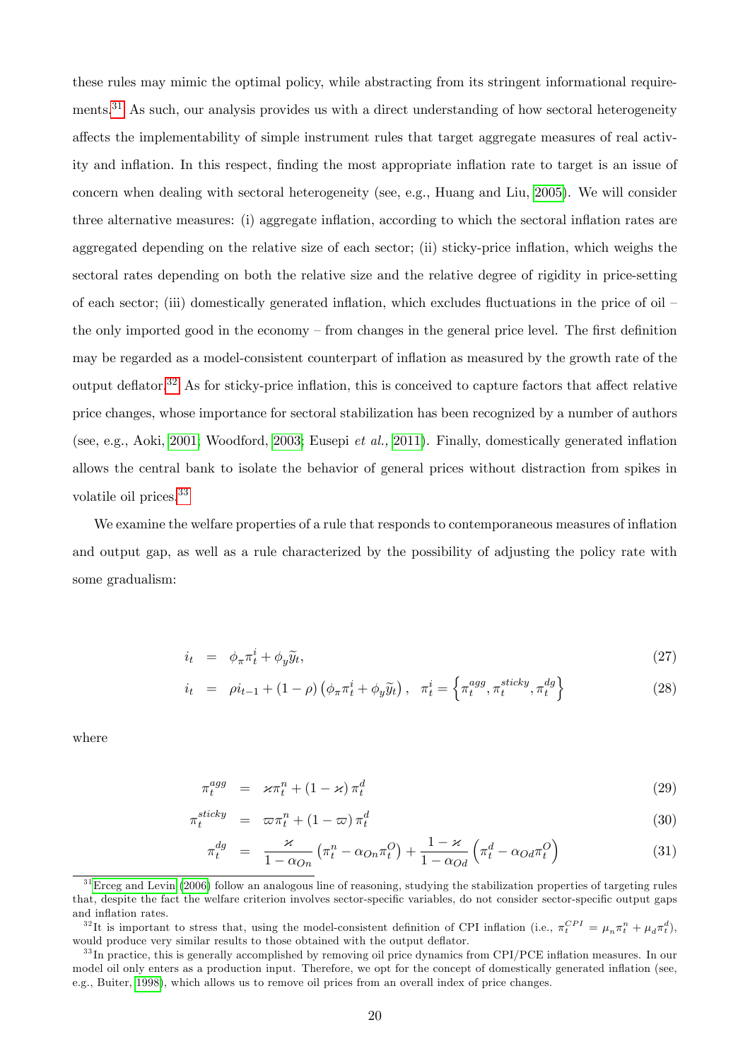these rules may mimic the optimal policy, while abstracting from its stringent informational requirements.[31] As such, our analysis provides us with a direct understanding of how sectoral heterogeneity affects the implementability of simple instrument rules that target aggregate measures of real activity and inflation. In this respect, finding the most appropriate inflation rate to target is an issue of concern when dealing with sectoral heterogeneity (see, e.g., Huang and Liu, 2005). We will consider three alternative measures: (i) aggregate inflation, according to which the sectoral inflation rates are aggregated depending on the relative size of each sector; (ii) sticky-price inflation, which weighs the sectoral rates depending on both the relative size and the relative degree of rigidity in price-setting of each sector; (iii) domestically generated inflation, which excludes fluctuations in the price of oil – the only imported good in the economy – from changes in the general price level. The first definition may be regarded as a model-consistent counterpart of inflation as measured by the growth rate of the output deflator.[32] As for sticky-price inflation, this is conceived to capture factors that affect relative price changes, whose importance for sectoral stabilization has been recognized by a number of authors (see, e.g., Aoki, 2001; Woodford, 2003; Eusepi *et al.*, 2011). Finally, domestically generated inflation allows the central bank to isolate the behavior of general prices without distraction from spikes in volatile oil prices.[33]

We examine the welfare properties of a rule that responds to contemporaneous measures of inflation and output gap, as well as a rule characterized by the possibility of adjusting the policy rate with some gradualism:

$$i_t = \phi_\pi \pi_t^i + \phi_y \widetilde{y}_t, \tag{27}$$

$$i_t = \rho i_{t-1} + (1-\rho)\left(\phi_\pi \pi_t^i + \phi_y \widetilde{y}_t\right), \quad \pi_t^i = \left\{\pi_t^{agg}, \pi_t^{sticky}, \pi_t^{dg}\right\} \tag{28}$$

where

$$\pi_t^{agg} = \varkappa \pi_t^n + (1-\varkappa)\pi_t^d \tag{29}$$

$$\pi_t^{sticky} = \varpi \pi_t^n + (1-\varpi)\pi_t^d \tag{30}$$

$$\pi_t^{dg} = \frac{\varkappa}{1-\alpha_{On}}\left(\pi_t^n - \alpha_{On}\pi_t^O\right) + \frac{1-\varkappa}{1-\alpha_{Od}}\left(\pi_t^d - \alpha_{Od}\pi_t^O\right) \tag{31}$$

[31] Erceg and Levin (2006) follow an analogous line of reasoning, studying the stabilization properties of targeting rules that, despite the fact the welfare criterion involves sector-specific variables, do not consider sector-specific output gaps and inflation rates.

[32] It is important to stress that, using the model-consistent definition of CPI inflation (i.e., $\pi_t^{CPI} = \mu_n \pi_t^n + \mu_d \pi_t^d$), would produce very similar results to those obtained with the output deflator.

[33] In practice, this is generally accomplished by removing oil price dynamics from CPI/PCE inflation measures. In our model oil only enters as a production input. Therefore, we opt for the concept of domestically generated inflation (see, e.g., Buiter, 1998), which allows us to remove oil prices from an overall index of price changes.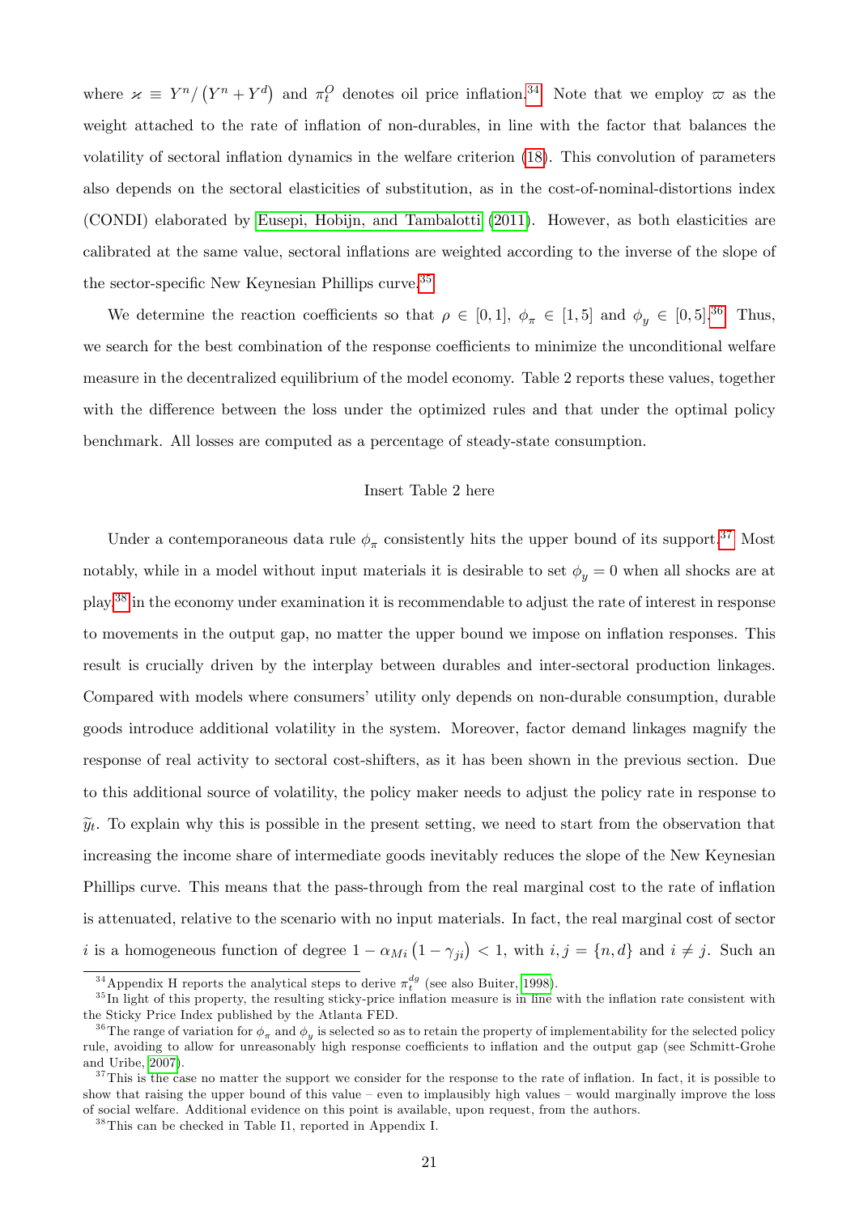where $\varkappa \equiv Y^n/\left(Y^n + Y^d\right)$ and $\pi_t^O$ denotes oil price inflation.[34] Note that we employ $\varpi$ as the weight attached to the rate of inflation of non-durables, in line with the factor that balances the volatility of sectoral inflation dynamics in the welfare criterion (18). This convolution of parameters also depends on the sectoral elasticities of substitution, as in the cost-of-nominal-distortions index (CONDI) elaborated by Eusepi, Hobijn, and Tambalotti (2011). However, as both elasticities are calibrated at the same value, sectoral inflations are weighted according to the inverse of the slope of the sector-specific New Keynesian Phillips curve.[35]

We determine the reaction coefficients so that $\rho \in [0, 1]$, $\phi_\pi \in [1, 5]$ and $\phi_y \in [0, 5]$.[36] Thus, we search for the best combination of the response coefficients to minimize the unconditional welfare measure in the decentralized equilibrium of the model economy. Table 2 reports these values, together with the difference between the loss under the optimized rules and that under the optimal policy benchmark. All losses are computed as a percentage of steady-state consumption.

Insert Table 2 here

Under a contemporaneous data rule $\phi_\pi$ consistently hits the upper bound of its support.[37] Most notably, while in a model without input materials it is desirable to set $\phi_y = 0$ when all shocks are at play,[38] in the economy under examination it is recommendable to adjust the rate of interest in response to movements in the output gap, no matter the upper bound we impose on inflation responses. This result is crucially driven by the interplay between durables and inter-sectoral production linkages. Compared with models where consumers' utility only depends on non-durable consumption, durable goods introduce additional volatility in the system. Moreover, factor demand linkages magnify the response of real activity to sectoral cost-shifters, as it has been shown in the previous section. Due to this additional source of volatility, the policy maker needs to adjust the policy rate in response to $\widetilde{y}_t$. To explain why this is possible in the present setting, we need to start from the observation that increasing the income share of intermediate goods inevitably reduces the slope of the New Keynesian Phillips curve. This means that the pass-through from the real marginal cost to the rate of inflation is attenuated, relative to the scenario with no input materials. In fact, the real marginal cost of sector $i$ is a homogeneous function of degree $1 - \alpha_{Mi}\left(1 - \gamma_{ji}\right) < 1$, with $i, j = \{n, d\}$ and $i \neq j$. Such an

[34] Appendix H reports the analytical steps to derive $\pi_t^{dg}$ (see also Buiter, 1998).

[35] In light of this property, the resulting sticky-price inflation measure is in line with the inflation rate consistent with the Sticky Price Index published by the Atlanta FED.

[36] The range of variation for $\phi_\pi$ and $\phi_y$ is selected so as to retain the property of implementability for the selected policy rule, avoiding to allow for unreasonably high response coefficients to inflation and the output gap (see Schmitt-Grohe and Uribe, 2007).

[37] This is the case no matter the support we consider for the response to the rate of inflation. In fact, it is possible to show that raising the upper bound of this value – even to implausibly high values – would marginally improve the loss of social welfare. Additional evidence on this point is available, upon request, from the authors.

[38] This can be checked in Table I1, reported in Appendix I.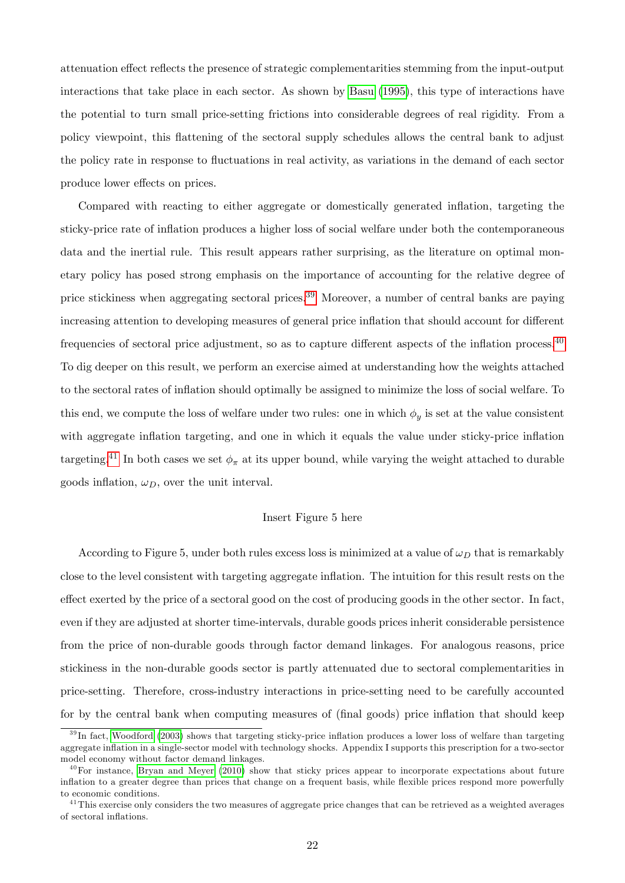attenuation effect reflects the presence of strategic complementarities stemming from the input-output interactions that take place in each sector. As shown by Basu (1995), this type of interactions have the potential to turn small price-setting frictions into considerable degrees of real rigidity. From a policy viewpoint, this flattening of the sectoral supply schedules allows the central bank to adjust the policy rate in response to fluctuations in real activity, as variations in the demand of each sector produce lower effects on prices.

Compared with reacting to either aggregate or domestically generated inflation, targeting the sticky-price rate of inflation produces a higher loss of social welfare under both the contemporaneous data and the inertial rule. This result appears rather surprising, as the literature on optimal monetary policy has posed strong emphasis on the importance of accounting for the relative degree of price stickiness when aggregating sectoral prices.[39] Moreover, a number of central banks are paying increasing attention to developing measures of general price inflation that should account for different frequencies of sectoral price adjustment, so as to capture different aspects of the inflation process.[40] To dig deeper on this result, we perform an exercise aimed at understanding how the weights attached to the sectoral rates of inflation should optimally be assigned to minimize the loss of social welfare. To this end, we compute the loss of welfare under two rules: one in which $\phi_y$ is set at the value consistent with aggregate inflation targeting, and one in which it equals the value under sticky-price inflation targeting.[41] In both cases we set $\phi_\pi$ at its upper bound, while varying the weight attached to durable goods inflation, $\omega_D$, over the unit interval.

Insert Figure 5 here

According to Figure 5, under both rules excess loss is minimized at a value of $\omega_D$ that is remarkably close to the level consistent with targeting aggregate inflation. The intuition for this result rests on the effect exerted by the price of a sectoral good on the cost of producing goods in the other sector. In fact, even if they are adjusted at shorter time-intervals, durable goods prices inherit considerable persistence from the price of non-durable goods through factor demand linkages. For analogous reasons, price stickiness in the non-durable goods sector is partly attenuated due to sectoral complementarities in price-setting. Therefore, cross-industry interactions in price-setting need to be carefully accounted for by the central bank when computing measures of (final goods) price inflation that should keep

[39] In fact, Woodford (2003) shows that targeting sticky-price inflation produces a lower loss of welfare than targeting aggregate inflation in a single-sector model with technology shocks. Appendix I supports this prescription for a two-sector model economy without factor demand linkages.

[40] For instance, Bryan and Meyer (2010) show that sticky prices appear to incorporate expectations about future inflation to a greater degree than prices that change on a frequent basis, while flexible prices respond more powerfully to economic conditions.

[41] This exercise only considers the two measures of aggregate price changes that can be retrieved as a weighted averages of sectoral inflations.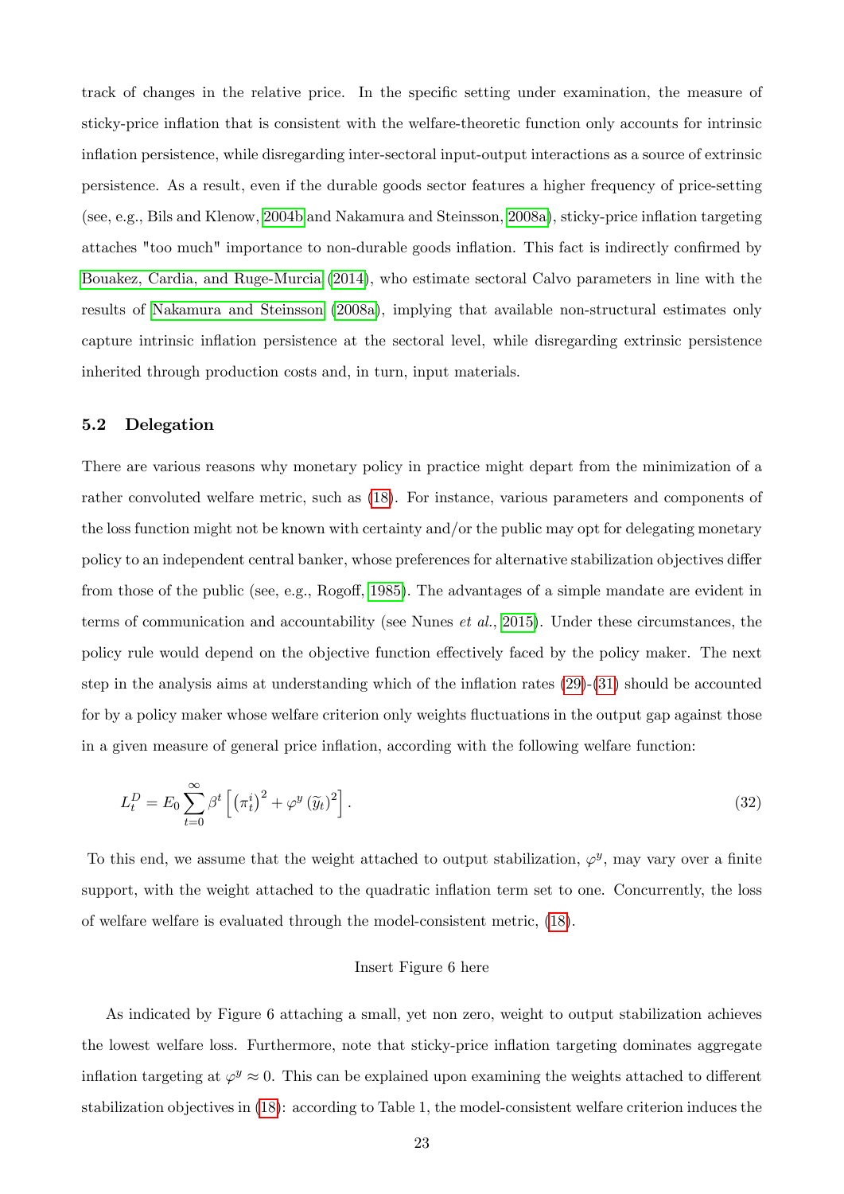track of changes in the relative price. In the specific setting under examination, the measure of sticky-price inflation that is consistent with the welfare-theoretic function only accounts for intrinsic inflation persistence, while disregarding inter-sectoral input-output interactions as a source of extrinsic persistence. As a result, even if the durable goods sector features a higher frequency of price-setting (see, e.g., Bils and Klenow, 2004b and Nakamura and Steinsson, 2008a), sticky-price inflation targeting attaches "too much" importance to non-durable goods inflation. This fact is indirectly confirmed by Bouakez, Cardia, and Ruge-Murcia (2014), who estimate sectoral Calvo parameters in line with the results of Nakamura and Steinsson (2008a), implying that available non-structural estimates only capture intrinsic inflation persistence at the sectoral level, while disregarding extrinsic persistence inherited through production costs and, in turn, input materials.

## 5.2 Delegation

There are various reasons why monetary policy in practice might depart from the minimization of a rather convoluted welfare metric, such as (18). For instance, various parameters and components of the loss function might not be known with certainty and/or the public may opt for delegating monetary policy to an independent central banker, whose preferences for alternative stabilization objectives differ from those of the public (see, e.g., Rogoff, 1985). The advantages of a simple mandate are evident in terms of communication and accountability (see Nunes *et al.*, 2015). Under these circumstances, the policy rule would depend on the objective function effectively faced by the policy maker. The next step in the analysis aims at understanding which of the inflation rates (29)-(31) should be accounted for by a policy maker whose welfare criterion only weights fluctuations in the output gap against those in a given measure of general price inflation, according with the following welfare function:

$$L_t^D = E_0 \sum_{t=0}^{\infty} \beta^t \left[ \left(\pi_t^i\right)^2 + \varphi^y \left(\widetilde{y}_t\right)^2 \right]. \tag{32}$$

To this end, we assume that the weight attached to output stabilization, $\varphi^y$, may vary over a finite support, with the weight attached to the quadratic inflation term set to one. Concurrently, the loss of welfare welfare is evaluated through the model-consistent metric, (18).

Insert Figure 6 here

As indicated by Figure 6 attaching a small, yet non zero, weight to output stabilization achieves the lowest welfare loss. Furthermore, note that sticky-price inflation targeting dominates aggregate inflation targeting at $\varphi^y \approx 0$. This can be explained upon examining the weights attached to different stabilization objectives in (18): according to Table 1, the model-consistent welfare criterion induces the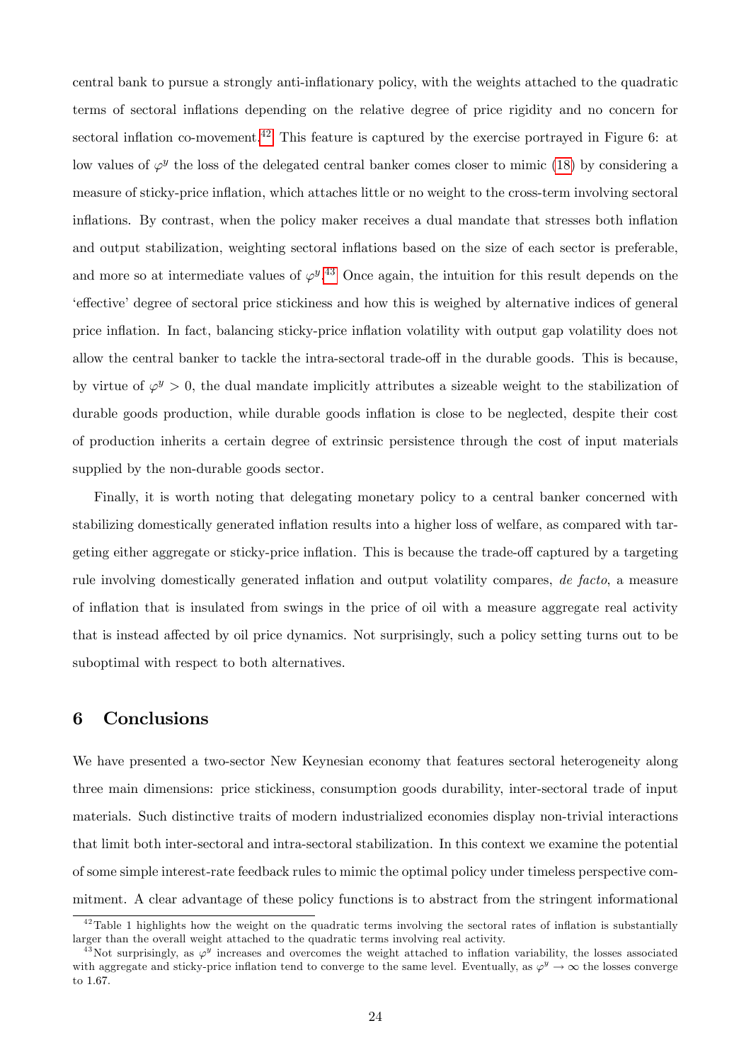central bank to pursue a strongly anti-inflationary policy, with the weights attached to the quadratic terms of sectoral inflations depending on the relative degree of price rigidity and no concern for sectoral inflation co-movement.[42] This feature is captured by the exercise portrayed in Figure 6: at low values of $\varphi^y$ the loss of the delegated central banker comes closer to mimic (18) by considering a measure of sticky-price inflation, which attaches little or no weight to the cross-term involving sectoral inflations. By contrast, when the policy maker receives a dual mandate that stresses both inflation and output stabilization, weighting sectoral inflations based on the size of each sector is preferable, and more so at intermediate values of $\varphi^y$.[43] Once again, the intuition for this result depends on the 'effective' degree of sectoral price stickiness and how this is weighed by alternative indices of general price inflation. In fact, balancing sticky-price inflation volatility with output gap volatility does not allow the central banker to tackle the intra-sectoral trade-off in the durable goods. This is because, by virtue of $\varphi^y > 0$, the dual mandate implicitly attributes a sizeable weight to the stabilization of durable goods production, while durable goods inflation is close to be neglected, despite their cost of production inherits a certain degree of extrinsic persistence through the cost of input materials supplied by the non-durable goods sector.

Finally, it is worth noting that delegating monetary policy to a central banker concerned with stabilizing domestically generated inflation results into a higher loss of welfare, as compared with targeting either aggregate or sticky-price inflation. This is because the trade-off captured by a targeting rule involving domestically generated inflation and output volatility compares, *de facto*, a measure of inflation that is insulated from swings in the price of oil with a measure aggregate real activity that is instead affected by oil price dynamics. Not surprisingly, such a policy setting turns out to be suboptimal with respect to both alternatives.

## 6 Conclusions

We have presented a two-sector New Keynesian economy that features sectoral heterogeneity along three main dimensions: price stickiness, consumption goods durability, inter-sectoral trade of input materials. Such distinctive traits of modern industrialized economies display non-trivial interactions that limit both inter-sectoral and intra-sectoral stabilization. In this context we examine the potential of some simple interest-rate feedback rules to mimic the optimal policy under timeless perspective commitment. A clear advantage of these policy functions is to abstract from the stringent informational

[42] Table 1 highlights how the weight on the quadratic terms involving the sectoral rates of inflation is substantially larger than the overall weight attached to the quadratic terms involving real activity.

[43] Not surprisingly, as $\varphi^y$ increases and overcomes the weight attached to inflation variability, the losses associated with aggregate and sticky-price inflation tend to converge to the same level. Eventually, as $\varphi^y \to \infty$ the losses converge to 1.67.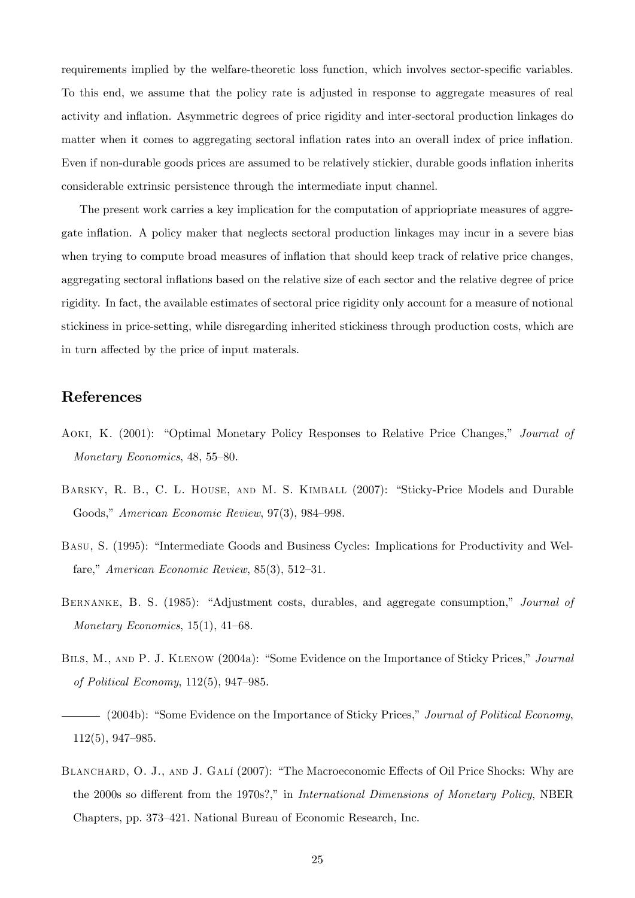requirements implied by the welfare-theoretic loss function, which involves sector-specific variables. To this end, we assume that the policy rate is adjusted in response to aggregate measures of real activity and inflation. Asymmetric degrees of price rigidity and inter-sectoral production linkages do matter when it comes to aggregating sectoral inflation rates into an overall index of price inflation. Even if non-durable goods prices are assumed to be relatively stickier, durable goods inflation inherits considerable extrinsic persistence through the intermediate input channel.

The present work carries a key implication for the computation of appriopriate measures of aggregate inflation. A policy maker that neglects sectoral production linkages may incur in a severe bias when trying to compute broad measures of inflation that should keep track of relative price changes, aggregating sectoral inflations based on the relative size of each sector and the relative degree of price rigidity. In fact, the available estimates of sectoral price rigidity only account for a measure of notional stickiness in price-setting, while disregarding inherited stickiness through production costs, which are in turn affected by the price of input materals.

## References

Aoki, K. (2001): "Optimal Monetary Policy Responses to Relative Price Changes," *Journal of Monetary Economics*, 48, 55–80.

Barsky, R. B., C. L. House, and M. S. Kimball (2007): "Sticky-Price Models and Durable Goods," *American Economic Review*, 97(3), 984–998.

Basu, S. (1995): "Intermediate Goods and Business Cycles: Implications for Productivity and Welfare," *American Economic Review*, 85(3), 512–31.

Bernanke, B. S. (1985): "Adjustment costs, durables, and aggregate consumption," *Journal of Monetary Economics*, 15(1), 41–68.

Bils, M., and P. J. Klenow (2004a): "Some Evidence on the Importance of Sticky Prices," *Journal of Political Economy*, 112(5), 947–985.

——— (2004b): "Some Evidence on the Importance of Sticky Prices," *Journal of Political Economy*, 112(5), 947–985.

Blanchard, O. J., and J. Galí (2007): "The Macroeconomic Effects of Oil Price Shocks: Why are the 2000s so different from the 1970s?," in *International Dimensions of Monetary Policy*, NBER Chapters, pp. 373–421. National Bureau of Economic Research, Inc.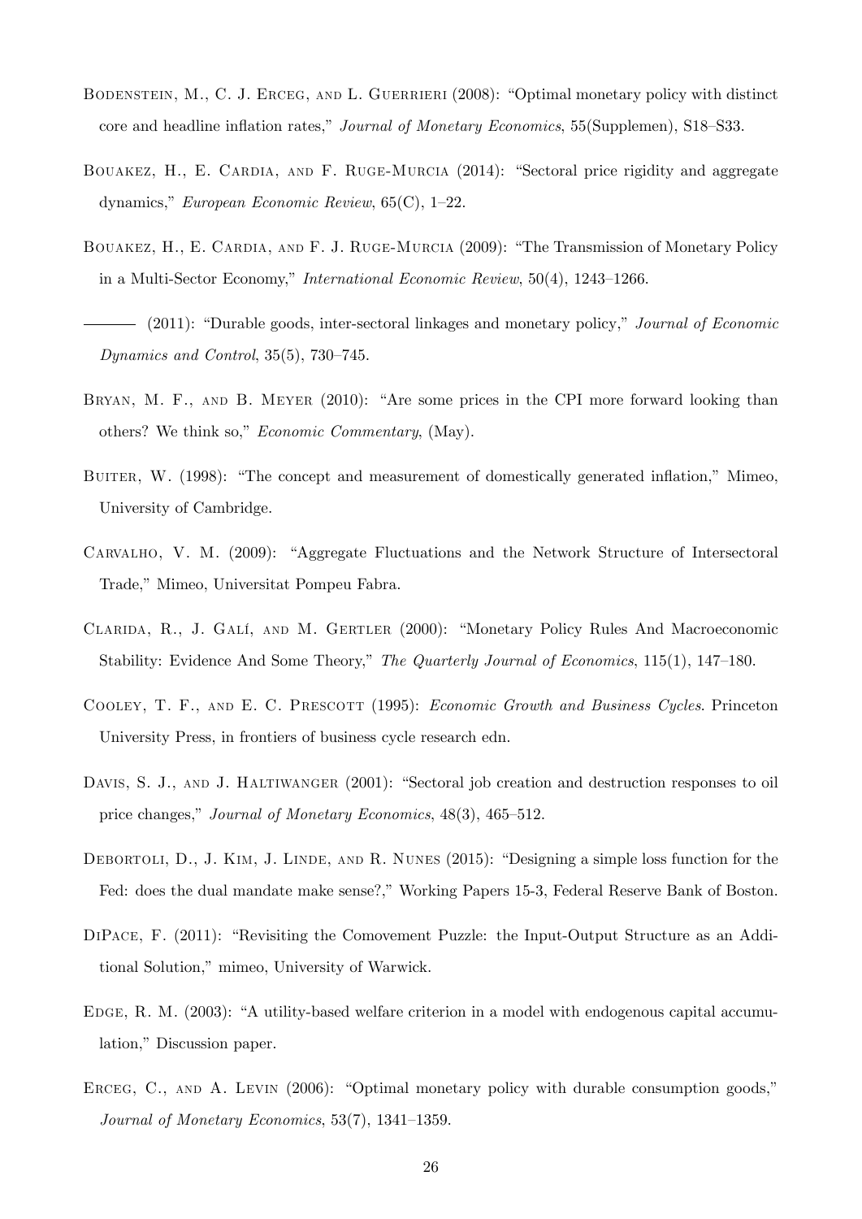Bodenstein, M., C. J. Erceg, and L. Guerrieri (2008): "Optimal monetary policy with distinct core and headline inflation rates," *Journal of Monetary Economics*, 55(Supplemen), S18–S33.

Bouakez, H., E. Cardia, and F. Ruge-Murcia (2014): "Sectoral price rigidity and aggregate dynamics," *European Economic Review*, 65(C), 1–22.

Bouakez, H., E. Cardia, and F. J. Ruge-Murcia (2009): "The Transmission of Monetary Policy in a Multi-Sector Economy," *International Economic Review*, 50(4), 1243–1266.

——— (2011): "Durable goods, inter-sectoral linkages and monetary policy," *Journal of Economic Dynamics and Control*, 35(5), 730–745.

Bryan, M. F., and B. Meyer (2010): "Are some prices in the CPI more forward looking than others? We think so," *Economic Commentary*, (May).

Buiter, W. (1998): "The concept and measurement of domestically generated inflation," Mimeo, University of Cambridge.

Carvalho, V. M. (2009): "Aggregate Fluctuations and the Network Structure of Intersectoral Trade," Mimeo, Universitat Pompeu Fabra.

Clarida, R., J. Galí, and M. Gertler (2000): "Monetary Policy Rules And Macroeconomic Stability: Evidence And Some Theory," *The Quarterly Journal of Economics*, 115(1), 147–180.

Cooley, T. F., and E. C. Prescott (1995): *Economic Growth and Business Cycles*. Princeton University Press, in frontiers of business cycle research edn.

Davis, S. J., and J. Haltiwanger (2001): "Sectoral job creation and destruction responses to oil price changes," *Journal of Monetary Economics*, 48(3), 465–512.

Debortoli, D., J. Kim, J. Linde, and R. Nunes (2015): "Designing a simple loss function for the Fed: does the dual mandate make sense?," Working Papers 15-3, Federal Reserve Bank of Boston.

DiPace, F. (2011): "Revisiting the Comovement Puzzle: the Input-Output Structure as an Additional Solution," mimeo, University of Warwick.

Edge, R. M. (2003): "A utility-based welfare criterion in a model with endogenous capital accumulation," Discussion paper.

Erceg, C., and A. Levin (2006): "Optimal monetary policy with durable consumption goods," *Journal of Monetary Economics*, 53(7), 1341–1359.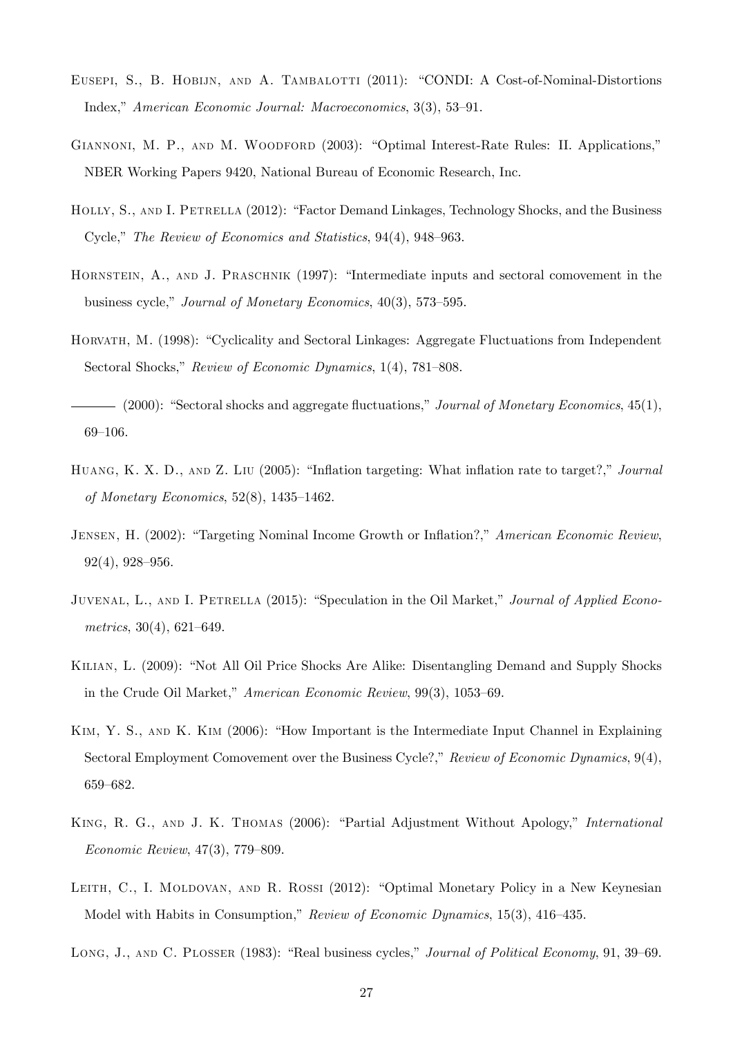Eusepi, S., B. Hobijn, and A. Tambalotti (2011): "CONDI: A Cost-of-Nominal-Distortions Index," *American Economic Journal: Macroeconomics*, 3(3), 53–91.

Giannoni, M. P., and M. Woodford (2003): "Optimal Interest-Rate Rules: II. Applications," NBER Working Papers 9420, National Bureau of Economic Research, Inc.

Holly, S., and I. Petrella (2012): "Factor Demand Linkages, Technology Shocks, and the Business Cycle," *The Review of Economics and Statistics*, 94(4), 948–963.

Hornstein, A., and J. Praschnik (1997): "Intermediate inputs and sectoral comovement in the business cycle," *Journal of Monetary Economics*, 40(3), 573–595.

Horvath, M. (1998): "Cyclicality and Sectoral Linkages: Aggregate Fluctuations from Independent Sectoral Shocks," *Review of Economic Dynamics*, 1(4), 781–808.

——— (2000): "Sectoral shocks and aggregate fluctuations," *Journal of Monetary Economics*, 45(1), 69–106.

Huang, K. X. D., and Z. Liu (2005): "Inflation targeting: What inflation rate to target?," *Journal of Monetary Economics*, 52(8), 1435–1462.

Jensen, H. (2002): "Targeting Nominal Income Growth or Inflation?," *American Economic Review*, 92(4), 928–956.

Juvenal, L., and I. Petrella (2015): "Speculation in the Oil Market," *Journal of Applied Econometrics*, 30(4), 621–649.

Kilian, L. (2009): "Not All Oil Price Shocks Are Alike: Disentangling Demand and Supply Shocks in the Crude Oil Market," *American Economic Review*, 99(3), 1053–69.

Kim, Y. S., and K. Kim (2006): "How Important is the Intermediate Input Channel in Explaining Sectoral Employment Comovement over the Business Cycle?," *Review of Economic Dynamics*, 9(4), 659–682.

King, R. G., and J. K. Thomas (2006): "Partial Adjustment Without Apology," *International Economic Review*, 47(3), 779–809.

Leith, C., I. Moldovan, and R. Rossi (2012): "Optimal Monetary Policy in a New Keynesian Model with Habits in Consumption," *Review of Economic Dynamics*, 15(3), 416–435.

Long, J., and C. Plosser (1983): "Real business cycles," *Journal of Political Economy*, 91, 39–69.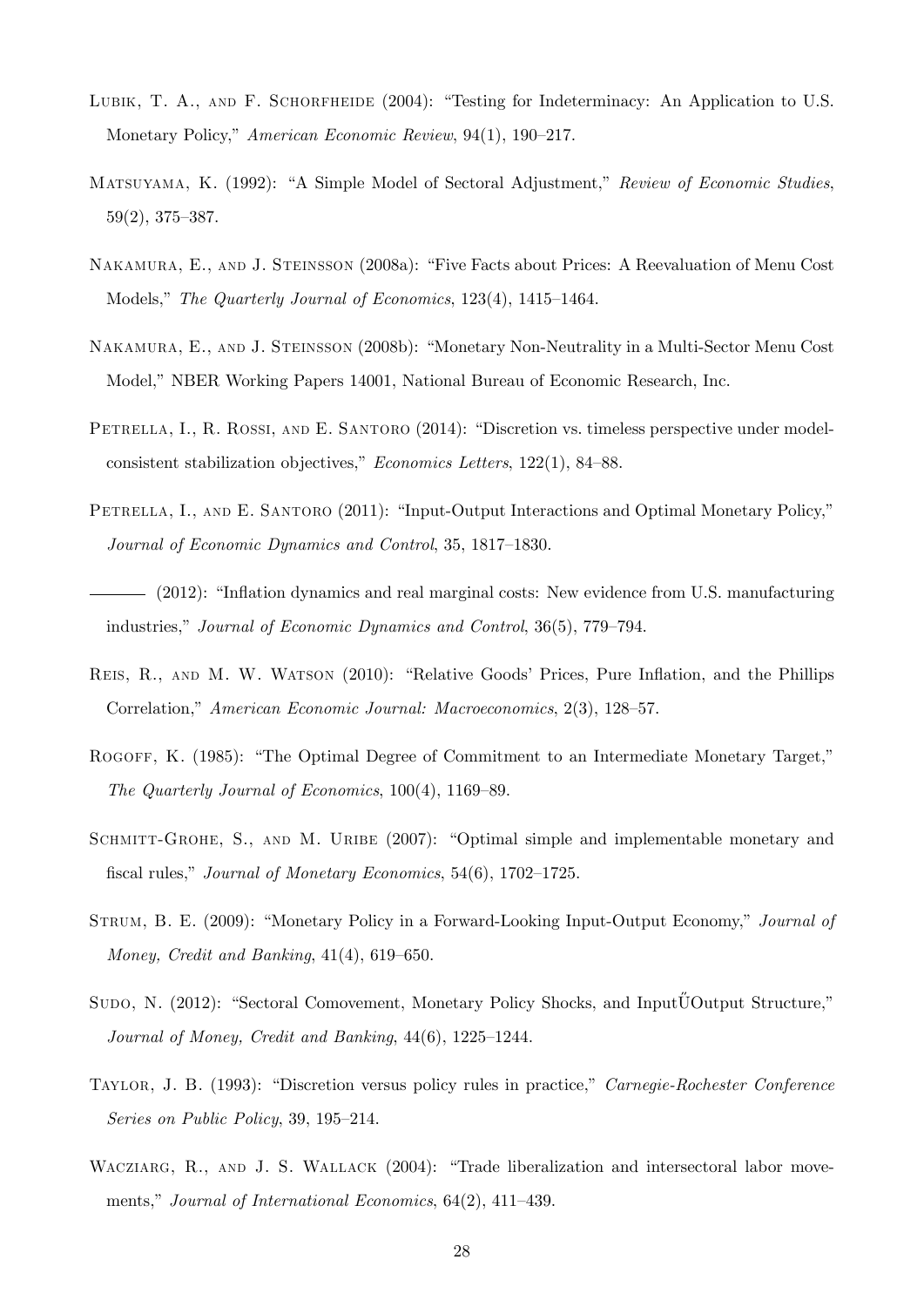Lubik, T. A., and F. Schorfheide (2004): "Testing for Indeterminacy: An Application to U.S. Monetary Policy," *American Economic Review*, 94(1), 190–217.

Matsuyama, K. (1992): "A Simple Model of Sectoral Adjustment," *Review of Economic Studies*, 59(2), 375–387.

Nakamura, E., and J. Steinsson (2008a): "Five Facts about Prices: A Reevaluation of Menu Cost Models," *The Quarterly Journal of Economics*, 123(4), 1415–1464.

Nakamura, E., and J. Steinsson (2008b): "Monetary Non-Neutrality in a Multi-Sector Menu Cost Model," NBER Working Papers 14001, National Bureau of Economic Research, Inc.

Petrella, I., R. Rossi, and E. Santoro (2014): "Discretion vs. timeless perspective under model-consistent stabilization objectives," *Economics Letters*, 122(1), 84–88.

Petrella, I., and E. Santoro (2011): "Input-Output Interactions and Optimal Monetary Policy," *Journal of Economic Dynamics and Control*, 35, 1817–1830.

——— (2012): "Inflation dynamics and real marginal costs: New evidence from U.S. manufacturing industries," *Journal of Economic Dynamics and Control*, 36(5), 779–794.

Reis, R., and M. W. Watson (2010): "Relative Goods' Prices, Pure Inflation, and the Phillips Correlation," *American Economic Journal: Macroeconomics*, 2(3), 128–57.

Rogoff, K. (1985): "The Optimal Degree of Commitment to an Intermediate Monetary Target," *The Quarterly Journal of Economics*, 100(4), 1169–89.

Schmitt-Grohe, S., and M. Uribe (2007): "Optimal simple and implementable monetary and fiscal rules," *Journal of Monetary Economics*, 54(6), 1702–1725.

Strum, B. E. (2009): "Monetary Policy in a Forward-Looking Input-Output Economy," *Journal of Money, Credit and Banking*, 41(4), 619–650.

Sudo, N. (2012): "Sectoral Comovement, Monetary Policy Shocks, and InputŰOutput Structure," *Journal of Money, Credit and Banking*, 44(6), 1225–1244.

Taylor, J. B. (1993): "Discretion versus policy rules in practice," *Carnegie-Rochester Conference Series on Public Policy*, 39, 195–214.

Wacziarg, R., and J. S. Wallack (2004): "Trade liberalization and intersectoral labor movements," *Journal of International Economics*, 64(2), 411–439.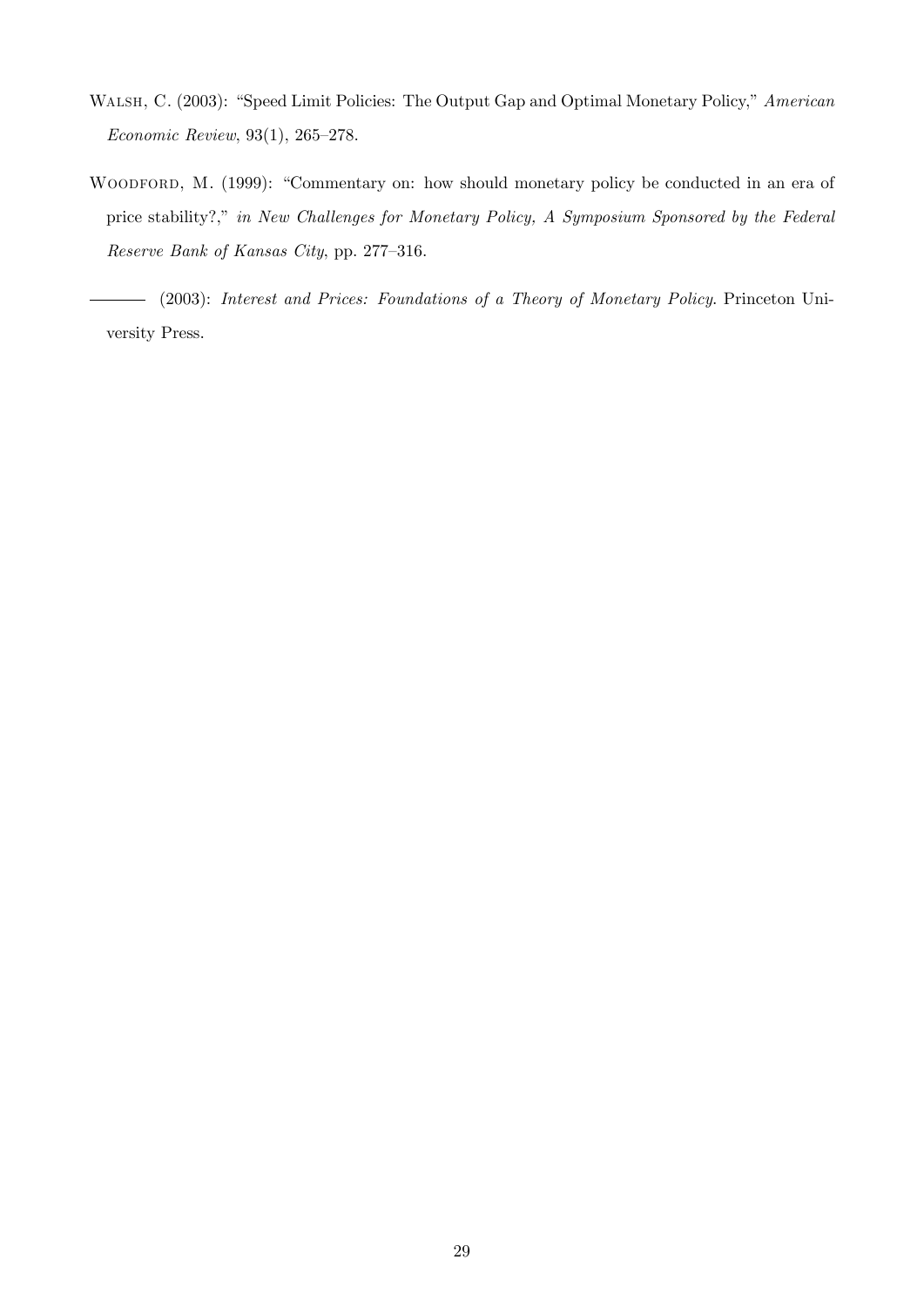Walsh, C. (2003): "Speed Limit Policies: The Output Gap and Optimal Monetary Policy," *American Economic Review*, 93(1), 265–278.

Woodford, M. (1999): "Commentary on: how should monetary policy be conducted in an era of price stability?," *in New Challenges for Monetary Policy, A Symposium Sponsored by the Federal Reserve Bank of Kansas City*, pp. 277–316.

——— (2003): *Interest and Prices: Foundations of a Theory of Monetary Policy*. Princeton University Press.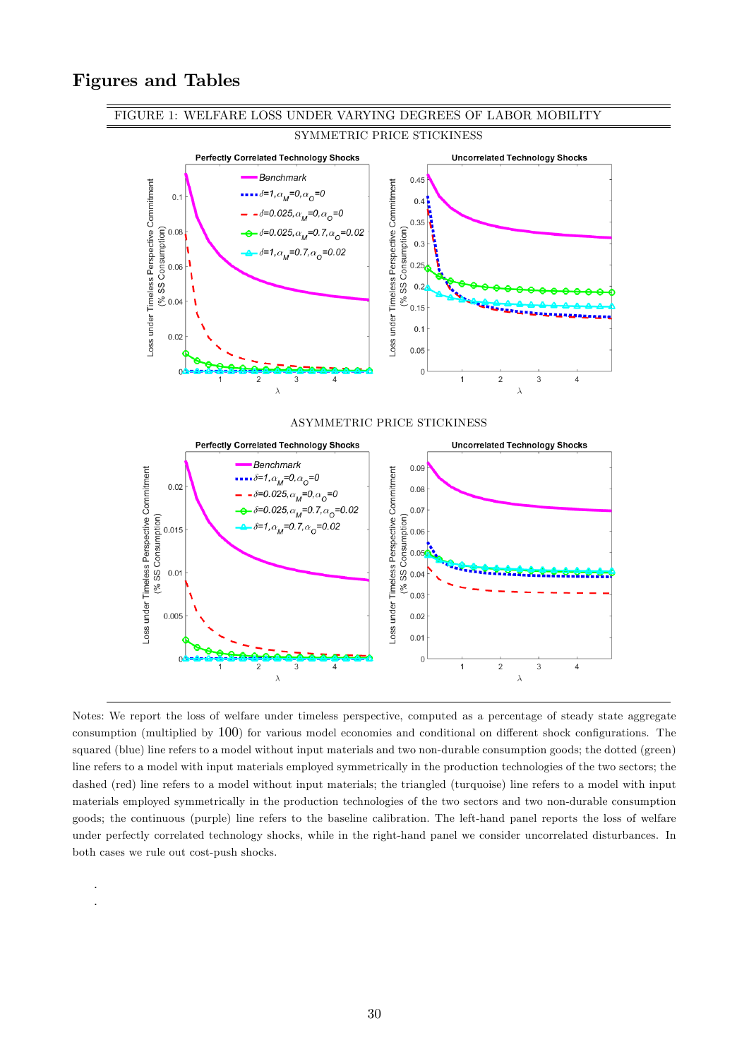# Figures and Tables

FIGURE 1: WELFARE LOSS UNDER VARYING DEGREES OF LABOR MOBILITY

SYMMETRIC PRICE STICKINESS

ASYMMETRIC PRICE STICKINESS

Notes: We report the loss of welfare under timeless perspective, computed as a percentage of steady state aggregate consumption (multiplied by 100) for various model economies and conditional on different shock configurations. The squared (blue) line refers to a model without input materials and two non-durable consumption goods; the dotted (green) line refers to a model with input materials employed symmetrically in the production technologies of the two sectors; the dashed (red) line refers to a model without input materials; the triangled (turquoise) line refers to a model with input materials employed symmetrically in the production technologies of the two sectors and two non-durable consumption goods; the continuous (purple) line refers to the baseline calibration. The left-hand panel reports the loss of welfare under perfectly correlated technology shocks, while in the right-hand panel we consider uncorrelated disturbances. In both cases we rule out cost-push shocks.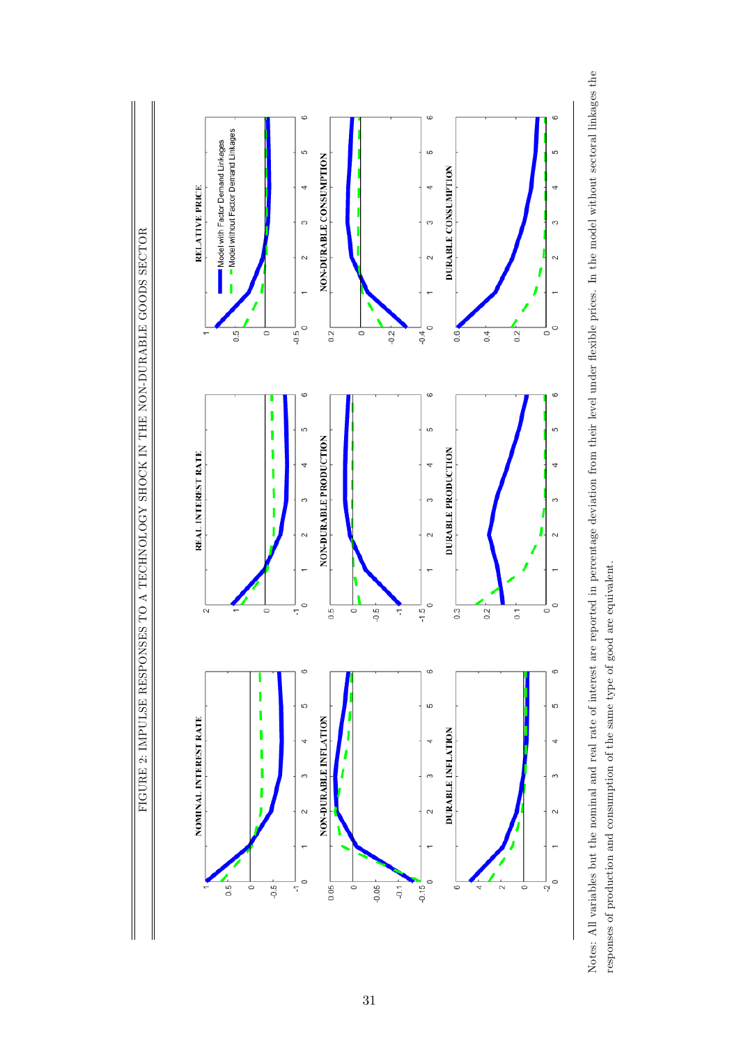FIGURE 2: IMPULSE RESPONSES TO A TECHNOLOGY SHOCK IN THE NON-DURABLE GOODS SECTOR

Notes: All variables but the nominal and real rate of interest are reported in percentage deviation from their level under flexible prices. In the model without sectoral linkages the responses of production and consumption of the same type of good are equivalent.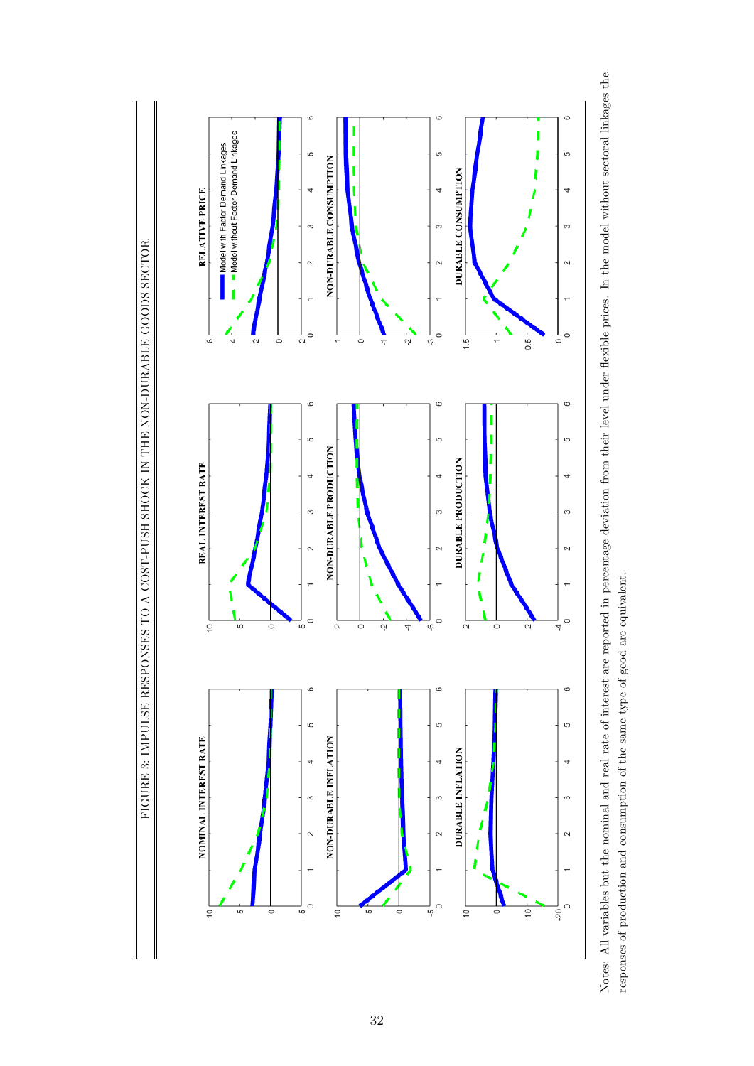FIGURE 3: IMPULSE RESPONSES TO A COST-PUSH SHOCK IN THE NON-DURABLE GOODS SECTOR

Notes: All variables but the nominal and real rate of interest are reported in percentage deviation from their level under flexible prices. In the model without sectoral linkages the responses of production and consumption of the same type of good are equivalent.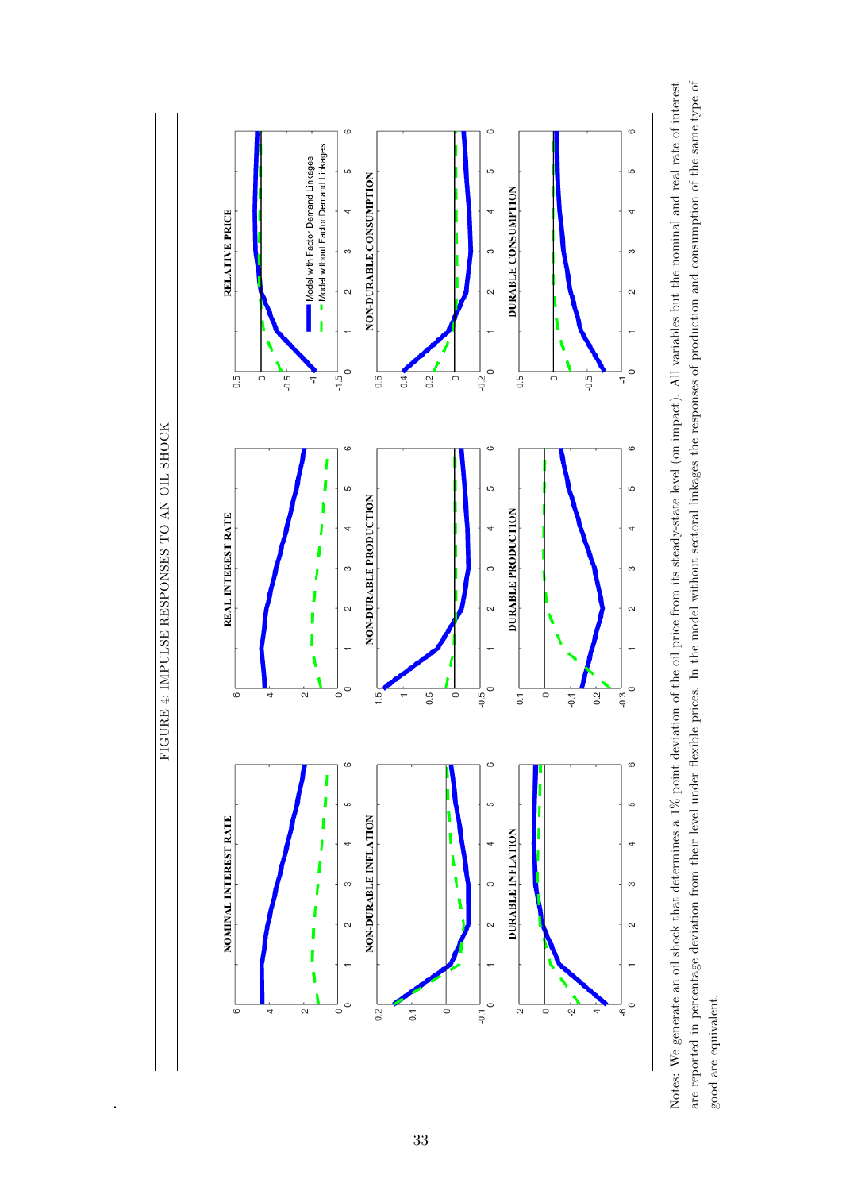FIGURE 4: IMPULSE RESPONSES TO AN OIL SHOCK

Notes: We generate an oil shock that determines a 1% point deviation of the oil price from its steady-state level (on impact). All variables but the nominal and real rate of interest are reported in percentage deviation from their level under flexible prices. In the model without sectoral linkages the responses of production and consumption of the same type of good are equivalent.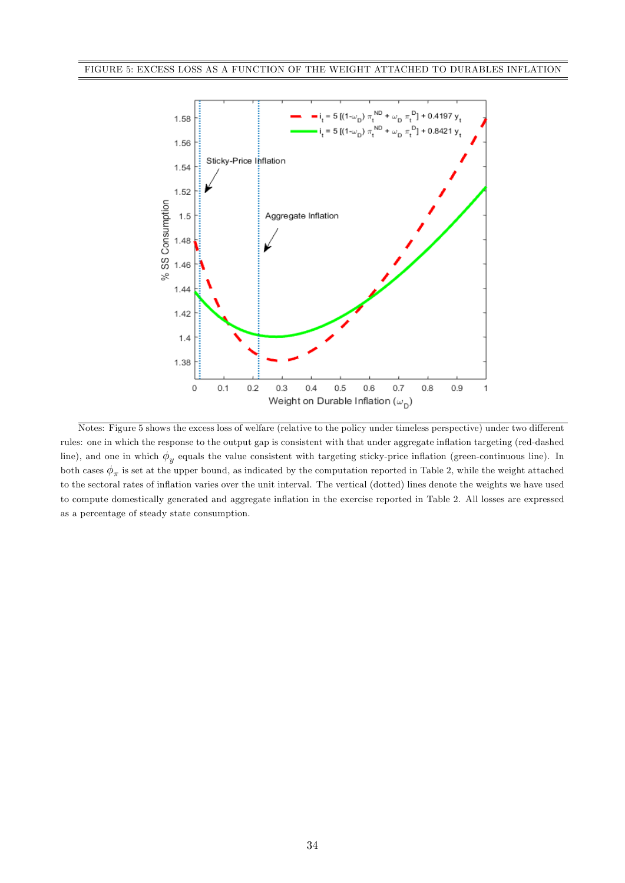FIGURE 5: EXCESS LOSS AS A FUNCTION OF THE WEIGHT ATTACHED TO DURABLES INFLATION

Notes: Figure 5 shows the excess loss of welfare (relative to the policy under timeless perspective) under two different rules: one in which the response to the output gap is consistent with that under aggregate inflation targeting (red-dashed line), and one in which $\phi_y$ equals the value consistent with targeting sticky-price inflation (green-continuous line). In both cases $\phi_\pi$ is set at the upper bound, as indicated by the computation reported in Table 2, while the weight attached to the sectoral rates of inflation varies over the unit interval. The vertical (dotted) lines denote the weights we have used to compute domestically generated and aggregate inflation in the exercise reported in Table 2. All losses are expressed as a percentage of steady state consumption.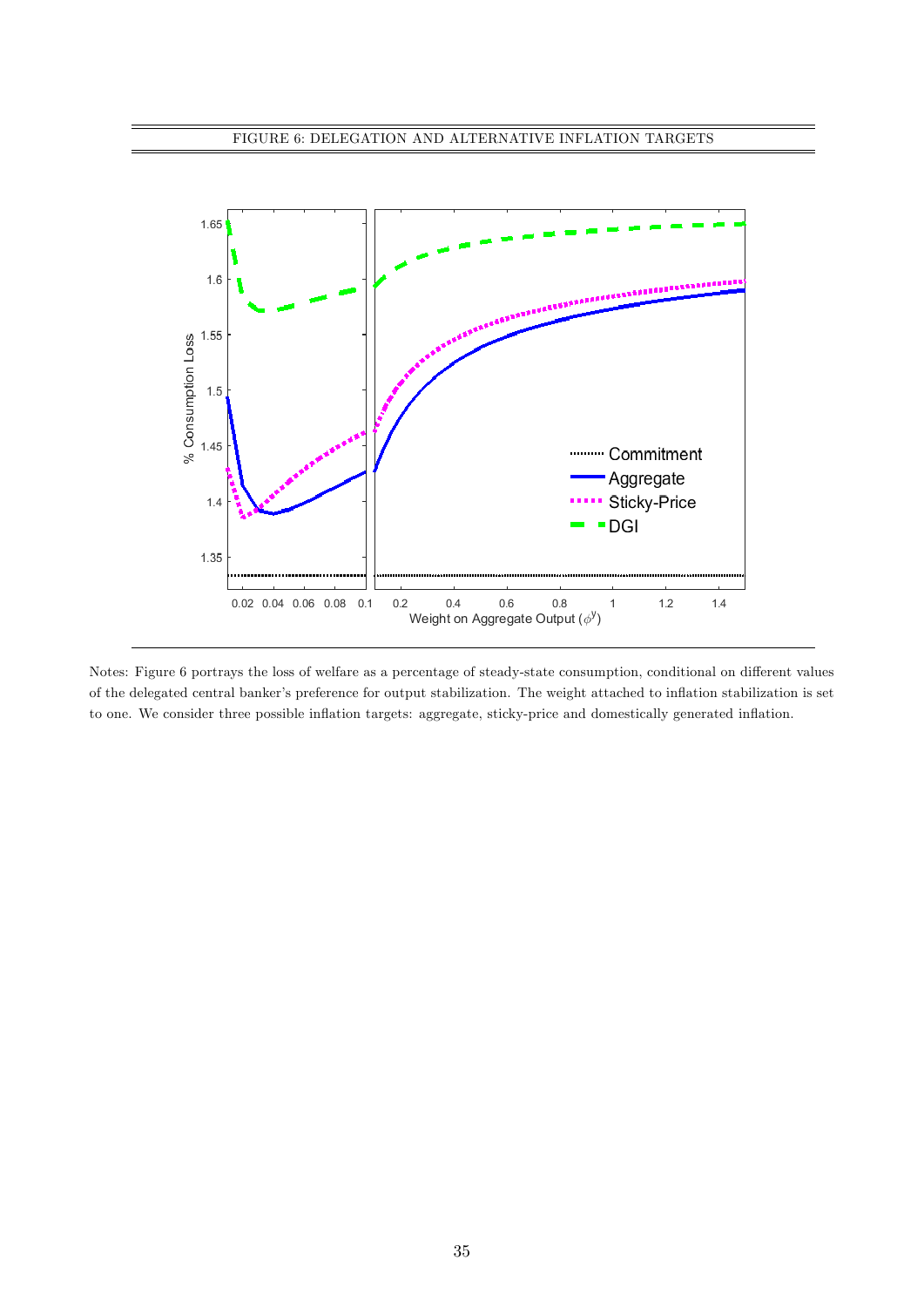FIGURE 6: DELEGATION AND ALTERNATIVE INFLATION TARGETS

Notes: Figure 6 portrays the loss of welfare as a percentage of steady-state consumption, conditional on different values of the delegated central banker's preference for output stabilization. The weight attached to inflation stabilization is set to one. We consider three possible inflation targets: aggregate, sticky-price and domestically generated inflation.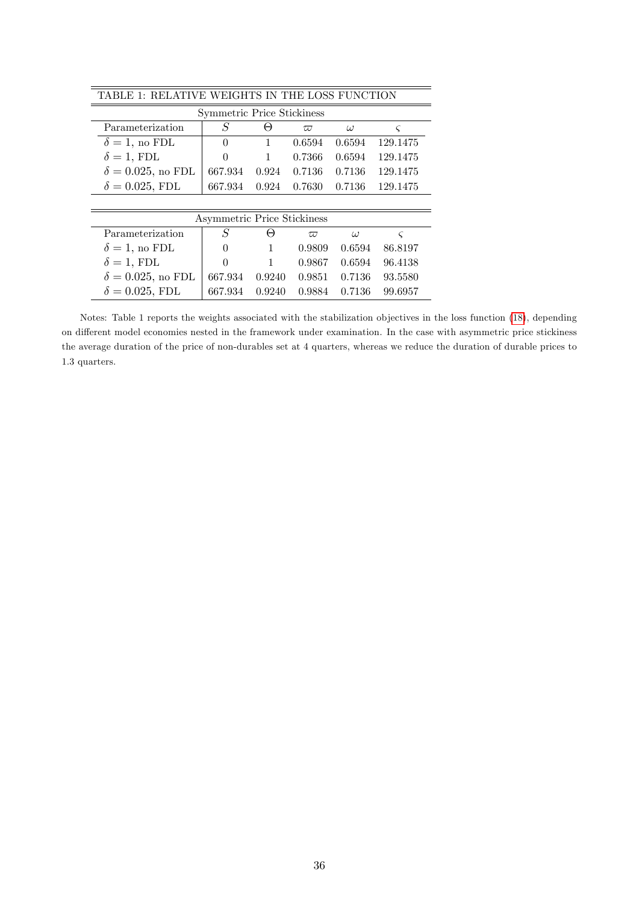TABLE 1: RELATIVE WEIGHTS IN THE LOSS FUNCTION

| Symmetric Price Stickiness | | | | | |
|---|---|---|---|---|---|
| Parameterization | $S$ | $\Theta$ | $\varpi$ | $\omega$ | $\varsigma$ |
| $\delta = 1$, no FDL | 0 | 1 | 0.6594 | 0.6594 | 129.1475 |
| $\delta = 1$, FDL | 0 | 1 | 0.7366 | 0.6594 | 129.1475 |
| $\delta = 0.025$, no FDL | 667.934 | 0.924 | 0.7136 | 0.7136 | 129.1475 |
| $\delta = 0.025$, FDL | 667.934 | 0.924 | 0.7630 | 0.7136 | 129.1475 |

| Asymmetric Price Stickiness | | | | | |
|---|---|---|---|---|---|
| Parameterization | $S$ | $\Theta$ | $\varpi$ | $\omega$ | $\varsigma$ |
| $\delta = 1$, no FDL | 0 | 1 | 0.9809 | 0.6594 | 86.8197 |
| $\delta = 1$, FDL | 0 | 1 | 0.9867 | 0.6594 | 96.4138 |
| $\delta = 0.025$, no FDL | 667.934 | 0.9240 | 0.9851 | 0.7136 | 93.5580 |
| $\delta = 0.025$, FDL | 667.934 | 0.9240 | 0.9884 | 0.7136 | 99.6957 |

Notes: Table 1 reports the weights associated with the stabilization objectives in the loss function (18), depending on different model economies nested in the framework under examination. In the case with asymmetric price stickiness the average duration of the price of non-durables set at 4 quarters, whereas we reduce the duration of durable prices to 1.3 quarters.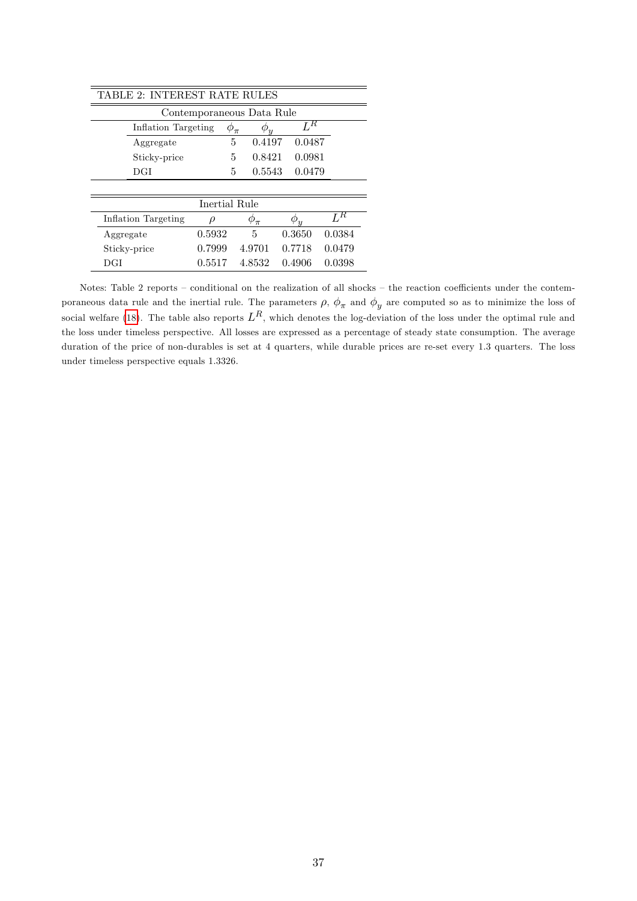TABLE 2: INTEREST RATE RULES

Contemporaneous Data Rule

| Inflation Targeting | $\phi_\pi$ | $\phi_y$ | $L^R$ |
|---|---|---|---|
| Aggregate | 5 | 0.4197 | 0.0487 |
| Sticky-price | 5 | 0.8421 | 0.0981 |
| DGI | 5 | 0.5543 | 0.0479 |

Inertial Rule

| Inflation Targeting | $\rho$ | $\phi_\pi$ | $\phi_y$ | $L^R$ |
|---|---|---|---|---|
| Aggregate | 0.5932 | 5 | 0.3650 | 0.0384 |
| Sticky-price | 0.7999 | 4.9701 | 0.7718 | 0.0479 |
| DGI | 0.5517 | 4.8532 | 0.4906 | 0.0398 |

Notes: Table 2 reports – conditional on the realization of all shocks – the reaction coefficients under the contemporaneous data rule and the inertial rule. The parameters $\rho$, $\phi_\pi$ and $\phi_y$ are computed so as to minimize the loss of social welfare (18). The table also reports $L^R$, which denotes the log-deviation of the loss under the optimal rule and the loss under timeless perspective. All losses are expressed as a percentage of steady state consumption. The average duration of the price of non-durables is set at 4 quarters, while durable prices are re-set every 1.3 quarters. The loss under timeless perspective equals 1.3326.